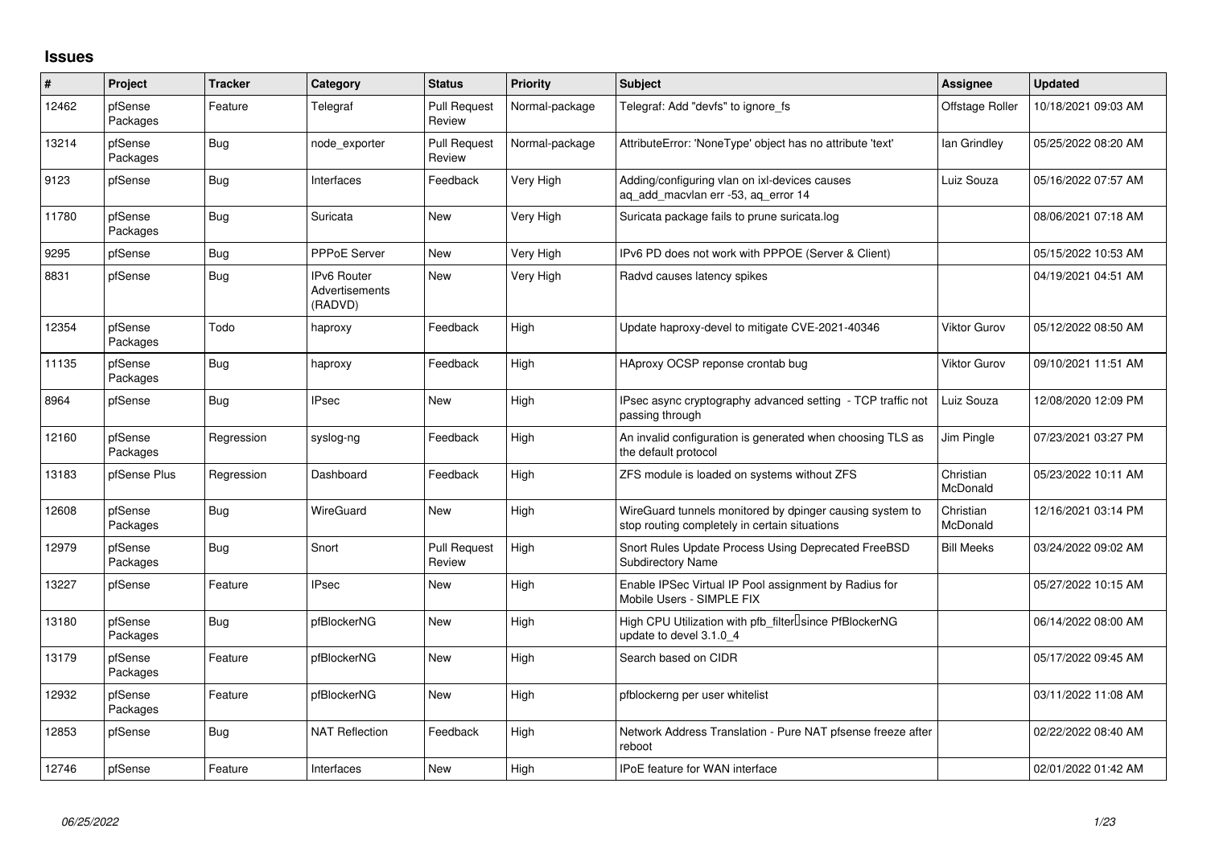# Issues

| # | Project | Tracker | Category | Status | Priority | Subject | Assignee | Updated |
|---|---|---|---|---|---|---|---|---|
| 12462 | pfSense Packages | Feature | Telegraf | Pull Request Review | Normal-package | Telegraf: Add "devfs" to ignore_fs | Offstage Roller | 10/18/2021 09:03 AM |
| 13214 | pfSense Packages | Bug | node_exporter | Pull Request Review | Normal-package | AttributeError: 'NoneType' object has no attribute 'text' | Ian Grindley | 05/25/2022 08:20 AM |
| 9123 | pfSense | Bug | Interfaces | Feedback | Very High | Adding/configuring vlan on ixl-devices causes aq_add_macvlan err -53, aq_error 14 | Luiz Souza | 05/16/2022 07:57 AM |
| 11780 | pfSense Packages | Bug | Suricata | New | Very High | Suricata package fails to prune suricata.log | | 08/06/2021 07:18 AM |
| 9295 | pfSense | Bug | PPPoE Server | New | Very High | IPv6 PD does not work with PPPOE (Server & Client) | | 05/15/2022 10:53 AM |
| 8831 | pfSense | Bug | IPv6 Router Advertisements (RADVD) | New | Very High | Radvd causes latency spikes | | 04/19/2021 04:51 AM |
| 12354 | pfSense Packages | Todo | haproxy | Feedback | High | Update haproxy-devel to mitigate CVE-2021-40346 | Viktor Gurov | 05/12/2022 08:50 AM |
| 11135 | pfSense Packages | Bug | haproxy | Feedback | High | HAproxy OCSP reponse crontab bug | Viktor Gurov | 09/10/2021 11:51 AM |
| 8964 | pfSense | Bug | IPsec | New | High | IPsec async cryptography advanced setting - TCP traffic not passing through | Luiz Souza | 12/08/2020 12:09 PM |
| 12160 | pfSense Packages | Regression | syslog-ng | Feedback | High | An invalid configuration is generated when choosing TLS as the default protocol | Jim Pingle | 07/23/2021 03:27 PM |
| 13183 | pfSense Plus | Regression | Dashboard | Feedback | High | ZFS module is loaded on systems without ZFS | Christian McDonald | 05/23/2022 10:11 AM |
| 12608 | pfSense Packages | Bug | WireGuard | New | High | WireGuard tunnels monitored by dpinger causing system to stop routing completely in certain situations | Christian McDonald | 12/16/2021 03:14 PM |
| 12979 | pfSense Packages | Bug | Snort | Pull Request Review | High | Snort Rules Update Process Using Deprecated FreeBSD Subdirectory Name | Bill Meeks | 03/24/2022 09:02 AM |
| 13227 | pfSense | Feature | IPsec | New | High | Enable IPSec Virtual IP Pool assignment by Radius for Mobile Users - SIMPLE FIX | | 05/27/2022 10:15 AM |
| 13180 | pfSense Packages | Bug | pfBlockerNG | New | High | High CPU Utilization with pfb_filter since PfBlockerNG update to devel 3.1.0_4 | | 06/14/2022 08:00 AM |
| 13179 | pfSense Packages | Feature | pfBlockerNG | New | High | Search based on CIDR | | 05/17/2022 09:45 AM |
| 12932 | pfSense Packages | Feature | pfBlockerNG | New | High | pfblockerng per user whitelist | | 03/11/2022 11:08 AM |
| 12853 | pfSense | Bug | NAT Reflection | Feedback | High | Network Address Translation - Pure NAT pfsense freeze after reboot | | 02/22/2022 08:40 AM |
| 12746 | pfSense | Feature | Interfaces | New | High | IPoE feature for WAN interface | | 02/01/2022 01:42 AM |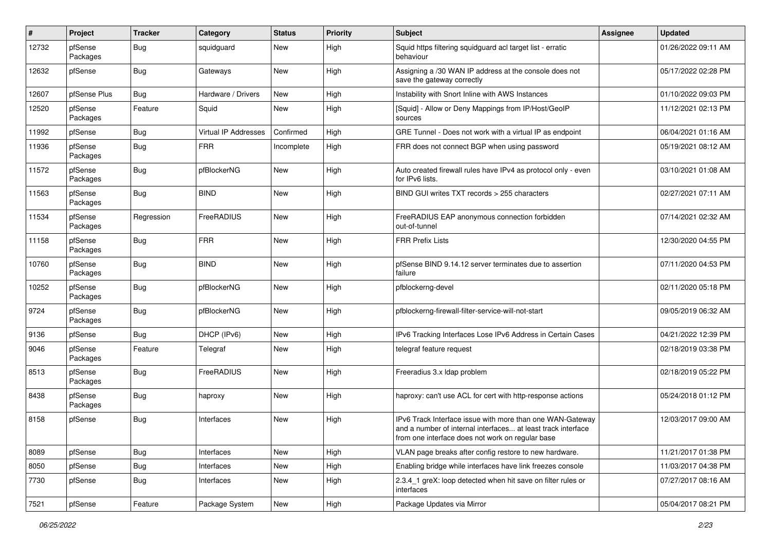| # | Project | Tracker | Category | Status | Priority | Subject | Assignee | Updated |
|---|---|---|---|---|---|---|---|---|
| 12732 | pfSense Packages | Bug | squidguard | New | High | Squid https filtering squidguard acl target list - erratic behaviour | | 01/26/2022 09:11 AM |
| 12632 | pfSense | Bug | Gateways | New | High | Assigning a /30 WAN IP address at the console does not save the gateway correctly | | 05/17/2022 02:28 PM |
| 12607 | pfSense Plus | Bug | Hardware / Drivers | New | High | Instability with Snort Inline with AWS Instances | | 01/10/2022 09:03 PM |
| 12520 | pfSense Packages | Feature | Squid | New | High | [Squid] - Allow or Deny Mappings from IP/Host/GeoIP sources | | 11/12/2021 02:13 PM |
| 11992 | pfSense | Bug | Virtual IP Addresses | Confirmed | High | GRE Tunnel - Does not work with a virtual IP as endpoint | | 06/04/2021 01:16 AM |
| 11936 | pfSense Packages | Bug | FRR | Incomplete | High | FRR does not connect BGP when using password | | 05/19/2021 08:12 AM |
| 11572 | pfSense Packages | Bug | pfBlockerNG | New | High | Auto created firewall rules have IPv4 as protocol only - even for IPv6 lists. | | 03/10/2021 01:08 AM |
| 11563 | pfSense Packages | Bug | BIND | New | High | BIND GUI writes TXT records > 255 characters | | 02/27/2021 07:11 AM |
| 11534 | pfSense Packages | Regression | FreeRADIUS | New | High | FreeRADIUS EAP anonymous connection forbidden out-of-tunnel | | 07/14/2021 02:32 AM |
| 11158 | pfSense Packages | Bug | FRR | New | High | FRR Prefix Lists | | 12/30/2020 04:55 PM |
| 10760 | pfSense Packages | Bug | BIND | New | High | pfSense BIND 9.14.12 server terminates due to assertion failure | | 07/11/2020 04:53 PM |
| 10252 | pfSense Packages | Bug | pfBlockerNG | New | High | pfblockerng-devel | | 02/11/2020 05:18 PM |
| 9724 | pfSense Packages | Bug | pfBlockerNG | New | High | pfblockerng-firewall-filter-service-will-not-start | | 09/05/2019 06:32 AM |
| 9136 | pfSense | Bug | DHCP (IPv6) | New | High | IPv6 Tracking Interfaces Lose IPv6 Address in Certain Cases | | 04/21/2022 12:39 PM |
| 9046 | pfSense Packages | Feature | Telegraf | New | High | telegraf feature request | | 02/18/2019 03:38 PM |
| 8513 | pfSense Packages | Bug | FreeRADIUS | New | High | Freeradius 3.x ldap problem | | 02/18/2019 05:22 PM |
| 8438 | pfSense Packages | Bug | haproxy | New | High | haproxy: can't use ACL for cert with http-response actions | | 05/24/2018 01:12 PM |
| 8158 | pfSense | Bug | Interfaces | New | High | IPv6 Track Interface issue with more than one WAN-Gateway and a number of internal interfaces... at least track interface from one interface does not work on regular base | | 12/03/2017 09:00 AM |
| 8089 | pfSense | Bug | Interfaces | New | High | VLAN page breaks after config restore to new hardware. | | 11/21/2017 01:38 PM |
| 8050 | pfSense | Bug | Interfaces | New | High | Enabling bridge while interfaces have link freezes console | | 11/03/2017 04:38 PM |
| 7730 | pfSense | Bug | Interfaces | New | High | 2.3.4_1 greX: loop detected when hit save on filter rules or interfaces | | 07/27/2017 08:16 AM |
| 7521 | pfSense | Feature | Package System | New | High | Package Updates via Mirror | | 05/04/2017 08:21 PM |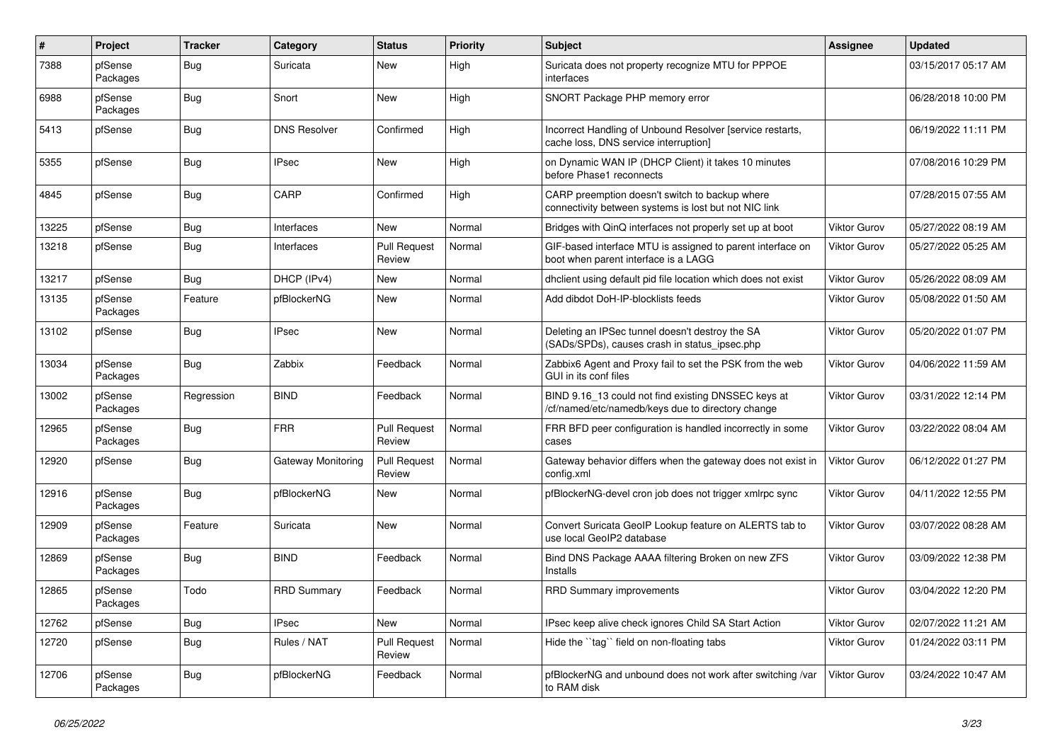| # | Project | Tracker | Category | Status | Priority | Subject | Assignee | Updated |
|---|---|---|---|---|---|---|---|---|
| 7388 | pfSense Packages | Bug | Suricata | New | High | Suricata does not property recognize MTU for PPPOE interfaces | | 03/15/2017 05:17 AM |
| 6988 | pfSense Packages | Bug | Snort | New | High | SNORT Package PHP memory error | | 06/28/2018 10:00 PM |
| 5413 | pfSense | Bug | DNS Resolver | Confirmed | High | Incorrect Handling of Unbound Resolver [service restarts, cache loss, DNS service interruption] | | 06/19/2022 11:11 PM |
| 5355 | pfSense | Bug | IPsec | New | High | on Dynamic WAN IP (DHCP Client) it takes 10 minutes before Phase1 reconnects | | 07/08/2016 10:29 PM |
| 4845 | pfSense | Bug | CARP | Confirmed | High | CARP preemption doesn't switch to backup where connectivity between systems is lost but not NIC link | | 07/28/2015 07:55 AM |
| 13225 | pfSense | Bug | Interfaces | New | Normal | Bridges with QinQ interfaces not properly set up at boot | Viktor Gurov | 05/27/2022 08:19 AM |
| 13218 | pfSense | Bug | Interfaces | Pull Request Review | Normal | GIF-based interface MTU is assigned to parent interface on boot when parent interface is a LAGG | Viktor Gurov | 05/27/2022 05:25 AM |
| 13217 | pfSense | Bug | DHCP (IPv4) | New | Normal | dhclient using default pid file location which does not exist | Viktor Gurov | 05/26/2022 08:09 AM |
| 13135 | pfSense Packages | Feature | pfBlockerNG | New | Normal | Add dibdot DoH-IP-blocklists feeds | Viktor Gurov | 05/08/2022 01:50 AM |
| 13102 | pfSense | Bug | IPsec | New | Normal | Deleting an IPSec tunnel doesn't destroy the SA (SADs/SPDs), causes crash in status_ipsec.php | Viktor Gurov | 05/20/2022 01:07 PM |
| 13034 | pfSense Packages | Bug | Zabbix | Feedback | Normal | Zabbix6 Agent and Proxy fail to set the PSK from the web GUI in its conf files | Viktor Gurov | 04/06/2022 11:59 AM |
| 13002 | pfSense Packages | Regression | BIND | Feedback | Normal | BIND 9.16_13 could not find existing DNSSEC keys at /cf/named/etc/namedb/keys due to directory change | Viktor Gurov | 03/31/2022 12:14 PM |
| 12965 | pfSense Packages | Bug | FRR | Pull Request Review | Normal | FRR BFD peer configuration is handled incorrectly in some cases | Viktor Gurov | 03/22/2022 08:04 AM |
| 12920 | pfSense | Bug | Gateway Monitoring | Pull Request Review | Normal | Gateway behavior differs when the gateway does not exist in config.xml | Viktor Gurov | 06/12/2022 01:27 PM |
| 12916 | pfSense Packages | Bug | pfBlockerNG | New | Normal | pfBlockerNG-devel cron job does not trigger xmlrpc sync | Viktor Gurov | 04/11/2022 12:55 PM |
| 12909 | pfSense Packages | Feature | Suricata | New | Normal | Convert Suricata GeoIP Lookup feature on ALERTS tab to use local GeoIP2 database | Viktor Gurov | 03/07/2022 08:28 AM |
| 12869 | pfSense Packages | Bug | BIND | Feedback | Normal | Bind DNS Package AAAA filtering Broken on new ZFS Installs | Viktor Gurov | 03/09/2022 12:38 PM |
| 12865 | pfSense Packages | Todo | RRD Summary | Feedback | Normal | RRD Summary improvements | Viktor Gurov | 03/04/2022 12:20 PM |
| 12762 | pfSense | Bug | IPsec | New | Normal | IPsec keep alive check ignores Child SA Start Action | Viktor Gurov | 02/07/2022 11:21 AM |
| 12720 | pfSense | Bug | Rules / NAT | Pull Request Review | Normal | Hide the ``tag`` field on non-floating tabs | Viktor Gurov | 01/24/2022 03:11 PM |
| 12706 | pfSense Packages | Bug | pfBlockerNG | Feedback | Normal | pfBlockerNG and unbound does not work after switching /var to RAM disk | Viktor Gurov | 03/24/2022 10:47 AM |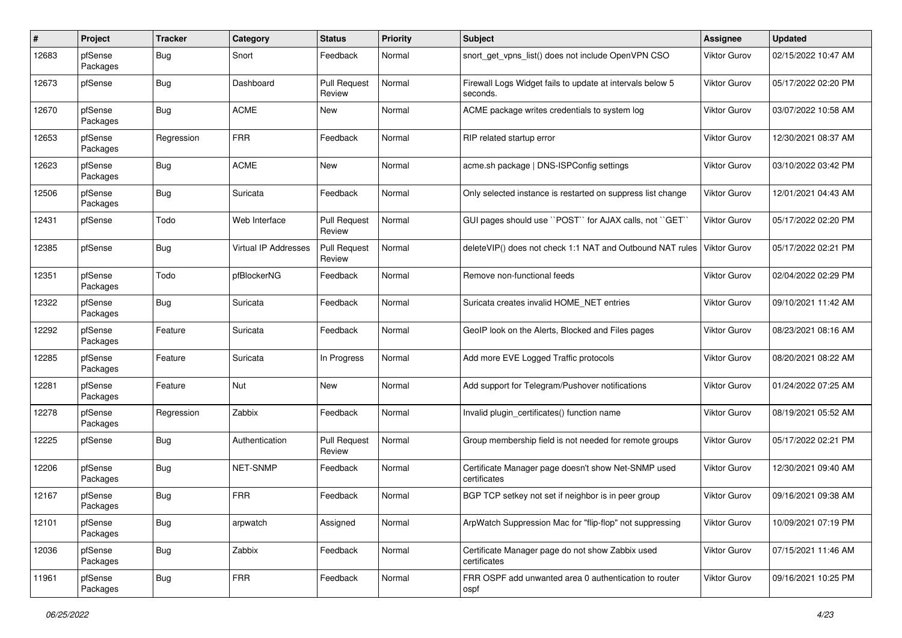| # | Project | Tracker | Category | Status | Priority | Subject | Assignee | Updated |
|---|---|---|---|---|---|---|---|---|
| 12683 | pfSense Packages | Bug | Snort | Feedback | Normal | snort_get_vpns_list() does not include OpenVPN CSO | Viktor Gurov | 02/15/2022 10:47 AM |
| 12673 | pfSense | Bug | Dashboard | Pull Request Review | Normal | Firewall Logs Widget fails to update at intervals below 5 seconds. | Viktor Gurov | 05/17/2022 02:20 PM |
| 12670 | pfSense Packages | Bug | ACME | New | Normal | ACME package writes credentials to system log | Viktor Gurov | 03/07/2022 10:58 AM |
| 12653 | pfSense Packages | Regression | FRR | Feedback | Normal | RIP related startup error | Viktor Gurov | 12/30/2021 08:37 AM |
| 12623 | pfSense Packages | Bug | ACME | New | Normal | acme.sh package \| DNS-ISPConfig settings | Viktor Gurov | 03/10/2022 03:42 PM |
| 12506 | pfSense Packages | Bug | Suricata | Feedback | Normal | Only selected instance is restarted on suppress list change | Viktor Gurov | 12/01/2021 04:43 AM |
| 12431 | pfSense | Todo | Web Interface | Pull Request Review | Normal | GUI pages should use ``POST`` for AJAX calls, not ``GET`` | Viktor Gurov | 05/17/2022 02:20 PM |
| 12385 | pfSense | Bug | Virtual IP Addresses | Pull Request Review | Normal | deleteVIP() does not check 1:1 NAT and Outbound NAT rules | Viktor Gurov | 05/17/2022 02:21 PM |
| 12351 | pfSense Packages | Todo | pfBlockerNG | Feedback | Normal | Remove non-functional feeds | Viktor Gurov | 02/04/2022 02:29 PM |
| 12322 | pfSense Packages | Bug | Suricata | Feedback | Normal | Suricata creates invalid HOME_NET entries | Viktor Gurov | 09/10/2021 11:42 AM |
| 12292 | pfSense Packages | Feature | Suricata | Feedback | Normal | GeoIP look on the Alerts, Blocked and Files pages | Viktor Gurov | 08/23/2021 08:16 AM |
| 12285 | pfSense Packages | Feature | Suricata | In Progress | Normal | Add more EVE Logged Traffic protocols | Viktor Gurov | 08/20/2021 08:22 AM |
| 12281 | pfSense Packages | Feature | Nut | New | Normal | Add support for Telegram/Pushover notifications | Viktor Gurov | 01/24/2022 07:25 AM |
| 12278 | pfSense Packages | Regression | Zabbix | Feedback | Normal | Invalid plugin_certificates() function name | Viktor Gurov | 08/19/2021 05:52 AM |
| 12225 | pfSense | Bug | Authentication | Pull Request Review | Normal | Group membership field is not needed for remote groups | Viktor Gurov | 05/17/2022 02:21 PM |
| 12206 | pfSense Packages | Bug | NET-SNMP | Feedback | Normal | Certificate Manager page doesn't show Net-SNMP used certificates | Viktor Gurov | 12/30/2021 09:40 AM |
| 12167 | pfSense Packages | Bug | FRR | Feedback | Normal | BGP TCP setkey not set if neighbor is in peer group | Viktor Gurov | 09/16/2021 09:38 AM |
| 12101 | pfSense Packages | Bug | arpwatch | Assigned | Normal | ArpWatch Suppression Mac for "flip-flop" not suppressing | Viktor Gurov | 10/09/2021 07:19 PM |
| 12036 | pfSense Packages | Bug | Zabbix | Feedback | Normal | Certificate Manager page do not show Zabbix used certificates | Viktor Gurov | 07/15/2021 11:46 AM |
| 11961 | pfSense Packages | Bug | FRR | Feedback | Normal | FRR OSPF add unwanted area 0 authentication to router ospf | Viktor Gurov | 09/16/2021 10:25 PM |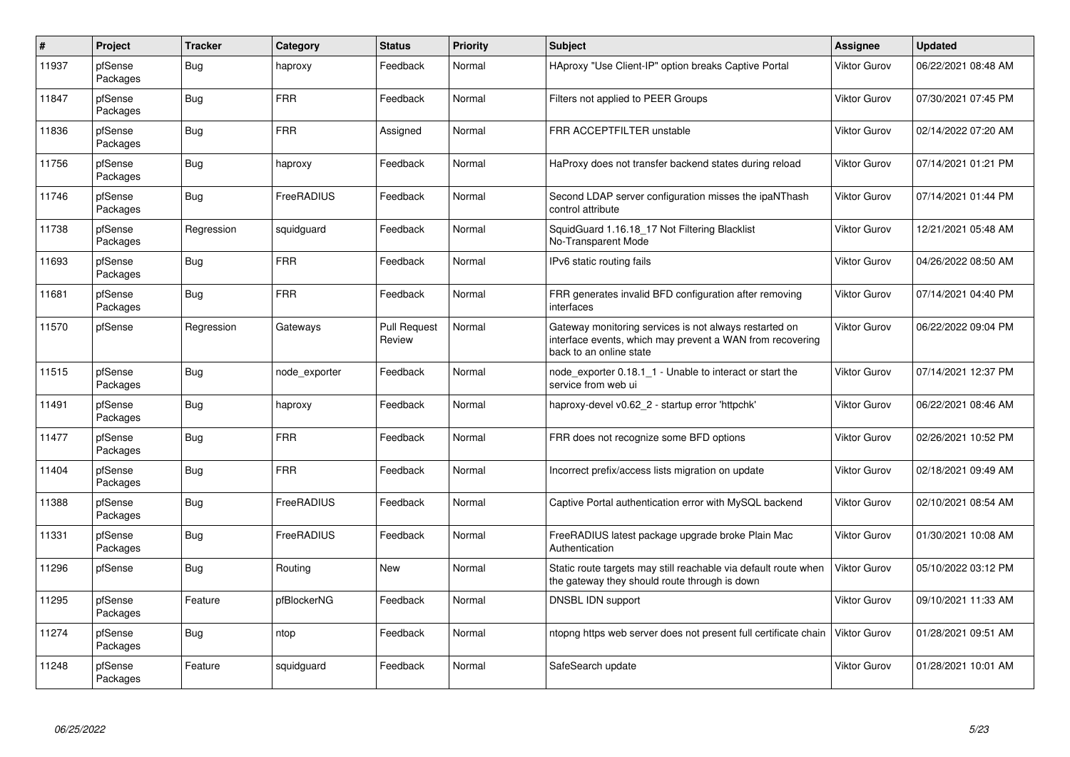| # | Project | Tracker | Category | Status | Priority | Subject | Assignee | Updated |
|---|---|---|---|---|---|---|---|---|
| 11937 | pfSense Packages | Bug | haproxy | Feedback | Normal | HAproxy "Use Client-IP" option breaks Captive Portal | Viktor Gurov | 06/22/2021 08:48 AM |
| 11847 | pfSense Packages | Bug | FRR | Feedback | Normal | Filters not applied to PEER Groups | Viktor Gurov | 07/30/2021 07:45 PM |
| 11836 | pfSense Packages | Bug | FRR | Assigned | Normal | FRR ACCEPTFILTER unstable | Viktor Gurov | 02/14/2022 07:20 AM |
| 11756 | pfSense Packages | Bug | haproxy | Feedback | Normal | HaProxy does not transfer backend states during reload | Viktor Gurov | 07/14/2021 01:21 PM |
| 11746 | pfSense Packages | Bug | FreeRADIUS | Feedback | Normal | Second LDAP server configuration misses the ipaNThash control attribute | Viktor Gurov | 07/14/2021 01:44 PM |
| 11738 | pfSense Packages | Regression | squidguard | Feedback | Normal | SquidGuard 1.16.18_17 Not Filtering Blacklist No-Transparent Mode | Viktor Gurov | 12/21/2021 05:48 AM |
| 11693 | pfSense Packages | Bug | FRR | Feedback | Normal | IPv6 static routing fails | Viktor Gurov | 04/26/2022 08:50 AM |
| 11681 | pfSense Packages | Bug | FRR | Feedback | Normal | FRR generates invalid BFD configuration after removing interfaces | Viktor Gurov | 07/14/2021 04:40 PM |
| 11570 | pfSense | Regression | Gateways | Pull Request Review | Normal | Gateway monitoring services is not always restarted on interface events, which may prevent a WAN from recovering back to an online state | Viktor Gurov | 06/22/2022 09:04 PM |
| 11515 | pfSense Packages | Bug | node_exporter | Feedback | Normal | node_exporter 0.18.1_1 - Unable to interact or start the service from web ui | Viktor Gurov | 07/14/2021 12:37 PM |
| 11491 | pfSense Packages | Bug | haproxy | Feedback | Normal | haproxy-devel v0.62_2 - startup error 'httpchk' | Viktor Gurov | 06/22/2021 08:46 AM |
| 11477 | pfSense Packages | Bug | FRR | Feedback | Normal | FRR does not recognize some BFD options | Viktor Gurov | 02/26/2021 10:52 PM |
| 11404 | pfSense Packages | Bug | FRR | Feedback | Normal | Incorrect prefix/access lists migration on update | Viktor Gurov | 02/18/2021 09:49 AM |
| 11388 | pfSense Packages | Bug | FreeRADIUS | Feedback | Normal | Captive Portal authentication error with MySQL backend | Viktor Gurov | 02/10/2021 08:54 AM |
| 11331 | pfSense Packages | Bug | FreeRADIUS | Feedback | Normal | FreeRADIUS latest package upgrade broke Plain Mac Authentication | Viktor Gurov | 01/30/2021 10:08 AM |
| 11296 | pfSense | Bug | Routing | New | Normal | Static route targets may still reachable via default route when the gateway they should route through is down | Viktor Gurov | 05/10/2022 03:12 PM |
| 11295 | pfSense Packages | Feature | pfBlockerNG | Feedback | Normal | DNSBL IDN support | Viktor Gurov | 09/10/2021 11:33 AM |
| 11274 | pfSense Packages | Bug | ntop | Feedback | Normal | ntopng https web server does not present full certificate chain | Viktor Gurov | 01/28/2021 09:51 AM |
| 11248 | pfSense Packages | Feature | squidguard | Feedback | Normal | SafeSearch update | Viktor Gurov | 01/28/2021 10:01 AM |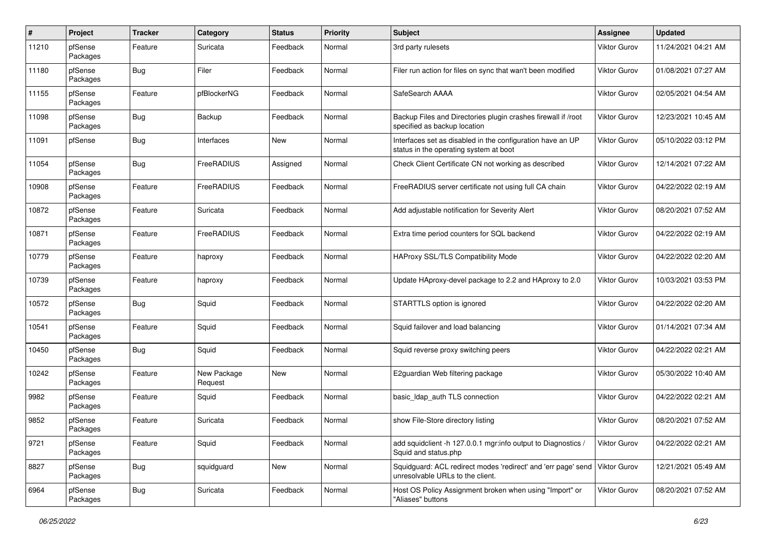| # | Project | Tracker | Category | Status | Priority | Subject | Assignee | Updated |
|---|---|---|---|---|---|---|---|---|
| 11210 | pfSense Packages | Feature | Suricata | Feedback | Normal | 3rd party rulesets | Viktor Gurov | 11/24/2021 04:21 AM |
| 11180 | pfSense Packages | Bug | Filer | Feedback | Normal | Filer run action for files on sync that wan't been modified | Viktor Gurov | 01/08/2021 07:27 AM |
| 11155 | pfSense Packages | Feature | pfBlockerNG | Feedback | Normal | SafeSearch AAAA | Viktor Gurov | 02/05/2021 04:54 AM |
| 11098 | pfSense Packages | Bug | Backup | Feedback | Normal | Backup Files and Directories plugin crashes firewall if /root specified as backup location | Viktor Gurov | 12/23/2021 10:45 AM |
| 11091 | pfSense | Bug | Interfaces | New | Normal | Interfaces set as disabled in the configuration have an UP status in the operating system at boot | Viktor Gurov | 05/10/2022 03:12 PM |
| 11054 | pfSense Packages | Bug | FreeRADIUS | Assigned | Normal | Check Client Certificate CN not working as described | Viktor Gurov | 12/14/2021 07:22 AM |
| 10908 | pfSense Packages | Feature | FreeRADIUS | Feedback | Normal | FreeRADIUS server certificate not using full CA chain | Viktor Gurov | 04/22/2022 02:19 AM |
| 10872 | pfSense Packages | Feature | Suricata | Feedback | Normal | Add adjustable notification for Severity Alert | Viktor Gurov | 08/20/2021 07:52 AM |
| 10871 | pfSense Packages | Feature | FreeRADIUS | Feedback | Normal | Extra time period counters for SQL backend | Viktor Gurov | 04/22/2022 02:19 AM |
| 10779 | pfSense Packages | Feature | haproxy | Feedback | Normal | HAProxy SSL/TLS Compatibility Mode | Viktor Gurov | 04/22/2022 02:20 AM |
| 10739 | pfSense Packages | Feature | haproxy | Feedback | Normal | Update HAproxy-devel package to 2.2 and HAproxy to 2.0 | Viktor Gurov | 10/03/2021 03:53 PM |
| 10572 | pfSense Packages | Bug | Squid | Feedback | Normal | STARTTLS option is ignored | Viktor Gurov | 04/22/2022 02:20 AM |
| 10541 | pfSense Packages | Feature | Squid | Feedback | Normal | Squid failover and load balancing | Viktor Gurov | 01/14/2021 07:34 AM |
| 10450 | pfSense Packages | Bug | Squid | Feedback | Normal | Squid reverse proxy switching peers | Viktor Gurov | 04/22/2022 02:21 AM |
| 10242 | pfSense Packages | Feature | New Package Request | New | Normal | E2guardian Web filtering package | Viktor Gurov | 05/30/2022 10:40 AM |
| 9982 | pfSense Packages | Feature | Squid | Feedback | Normal | basic_ldap_auth TLS connection | Viktor Gurov | 04/22/2022 02:21 AM |
| 9852 | pfSense Packages | Feature | Suricata | Feedback | Normal | show File-Store directory listing | Viktor Gurov | 08/20/2021 07:52 AM |
| 9721 | pfSense Packages | Feature | Squid | Feedback | Normal | add squidclient -h 127.0.0.1 mgr:info output to Diagnostics / Squid and status.php | Viktor Gurov | 04/22/2022 02:21 AM |
| 8827 | pfSense Packages | Bug | squidguard | New | Normal | Squidguard: ACL redirect modes 'redirect' and 'err page' send unresolvable URLs to the client. | Viktor Gurov | 12/21/2021 05:49 AM |
| 6964 | pfSense Packages | Bug | Suricata | Feedback | Normal | Host OS Policy Assignment broken when using "Import" or "Aliases" buttons | Viktor Gurov | 08/20/2021 07:52 AM |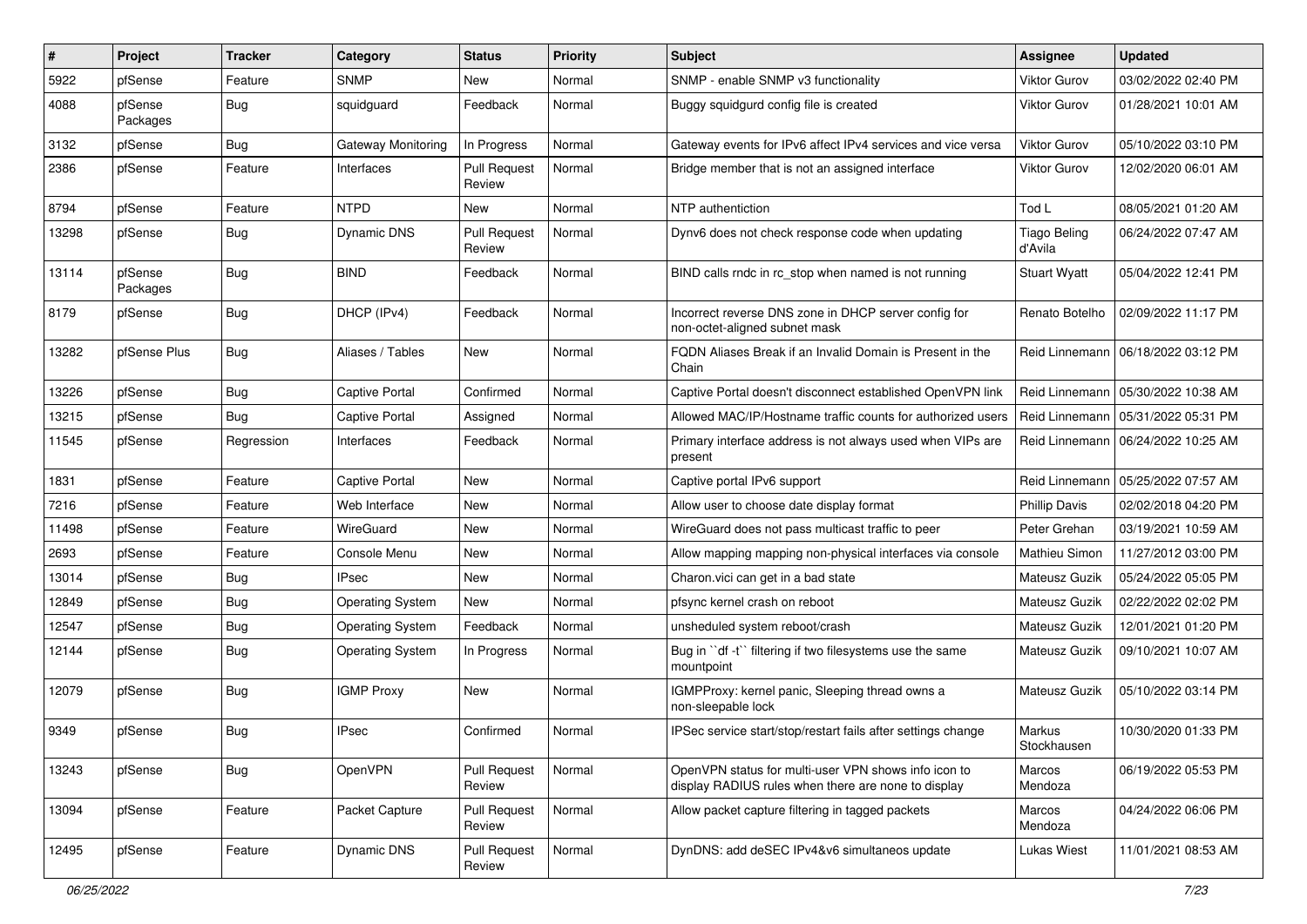| # | Project | Tracker | Category | Status | Priority | Subject | Assignee | Updated |
|---|---|---|---|---|---|---|---|---|
| 5922 | pfSense | Feature | SNMP | New | Normal | SNMP - enable SNMP v3 functionality | Viktor Gurov | 03/02/2022 02:40 PM |
| 4088 | pfSense Packages | Bug | squidguard | Feedback | Normal | Buggy squidgurd config file is created | Viktor Gurov | 01/28/2021 10:01 AM |
| 3132 | pfSense | Bug | Gateway Monitoring | In Progress | Normal | Gateway events for IPv6 affect IPv4 services and vice versa | Viktor Gurov | 05/10/2022 03:10 PM |
| 2386 | pfSense | Feature | Interfaces | Pull Request Review | Normal | Bridge member that is not an assigned interface | Viktor Gurov | 12/02/2020 06:01 AM |
| 8794 | pfSense | Feature | NTPD | New | Normal | NTP authentiction | Tod L | 08/05/2021 01:20 AM |
| 13298 | pfSense | Bug | Dynamic DNS | Pull Request Review | Normal | Dynv6 does not check response code when updating | Tiago Beling d'Avila | 06/24/2022 07:47 AM |
| 13114 | pfSense Packages | Bug | BIND | Feedback | Normal | BIND calls rndc in rc_stop when named is not running | Stuart Wyatt | 05/04/2022 12:41 PM |
| 8179 | pfSense | Bug | DHCP (IPv4) | Feedback | Normal | Incorrect reverse DNS zone in DHCP server config for non-octet-aligned subnet mask | Renato Botelho | 02/09/2022 11:17 PM |
| 13282 | pfSense Plus | Bug | Aliases / Tables | New | Normal | FQDN Aliases Break if an Invalid Domain is Present in the Chain | Reid Linnemann | 06/18/2022 03:12 PM |
| 13226 | pfSense | Bug | Captive Portal | Confirmed | Normal | Captive Portal doesn't disconnect established OpenVPN link | Reid Linnemann | 05/30/2022 10:38 AM |
| 13215 | pfSense | Bug | Captive Portal | Assigned | Normal | Allowed MAC/IP/Hostname traffic counts for authorized users | Reid Linnemann | 05/31/2022 05:31 PM |
| 11545 | pfSense | Regression | Interfaces | Feedback | Normal | Primary interface address is not always used when VIPs are present | Reid Linnemann | 06/24/2022 10:25 AM |
| 1831 | pfSense | Feature | Captive Portal | New | Normal | Captive portal IPv6 support | Reid Linnemann | 05/25/2022 07:57 AM |
| 7216 | pfSense | Feature | Web Interface | New | Normal | Allow user to choose date display format | Phillip Davis | 02/02/2018 04:20 PM |
| 11498 | pfSense | Feature | WireGuard | New | Normal | WireGuard does not pass multicast traffic to peer | Peter Grehan | 03/19/2021 10:59 AM |
| 2693 | pfSense | Feature | Console Menu | New | Normal | Allow mapping mapping non-physical interfaces via console | Mathieu Simon | 11/27/2012 03:00 PM |
| 13014 | pfSense | Bug | IPsec | New | Normal | Charon.vici can get in a bad state | Mateusz Guzik | 05/24/2022 05:05 PM |
| 12849 | pfSense | Bug | Operating System | New | Normal | pfsync kernel crash on reboot | Mateusz Guzik | 02/22/2022 02:02 PM |
| 12547 | pfSense | Bug | Operating System | Feedback | Normal | unsheduled system reboot/crash | Mateusz Guzik | 12/01/2021 01:20 PM |
| 12144 | pfSense | Bug | Operating System | In Progress | Normal | Bug in ``df -t`` filtering if two filesystems use the same mountpoint | Mateusz Guzik | 09/10/2021 10:07 AM |
| 12079 | pfSense | Bug | IGMP Proxy | New | Normal | IGMPProxy: kernel panic, Sleeping thread owns a non-sleepable lock | Mateusz Guzik | 05/10/2022 03:14 PM |
| 9349 | pfSense | Bug | IPsec | Confirmed | Normal | IPSec service start/stop/restart fails after settings change | Markus Stockhausen | 10/30/2020 01:33 PM |
| 13243 | pfSense | Bug | OpenVPN | Pull Request Review | Normal | OpenVPN status for multi-user VPN shows info icon to display RADIUS rules when there are none to display | Marcos Mendoza | 06/19/2022 05:53 PM |
| 13094 | pfSense | Feature | Packet Capture | Pull Request Review | Normal | Allow packet capture filtering in tagged packets | Marcos Mendoza | 04/24/2022 06:06 PM |
| 12495 | pfSense | Feature | Dynamic DNS | Pull Request Review | Normal | DynDNS: add deSEC IPv4&v6 simultaneos update | Lukas Wiest | 11/01/2021 08:53 AM |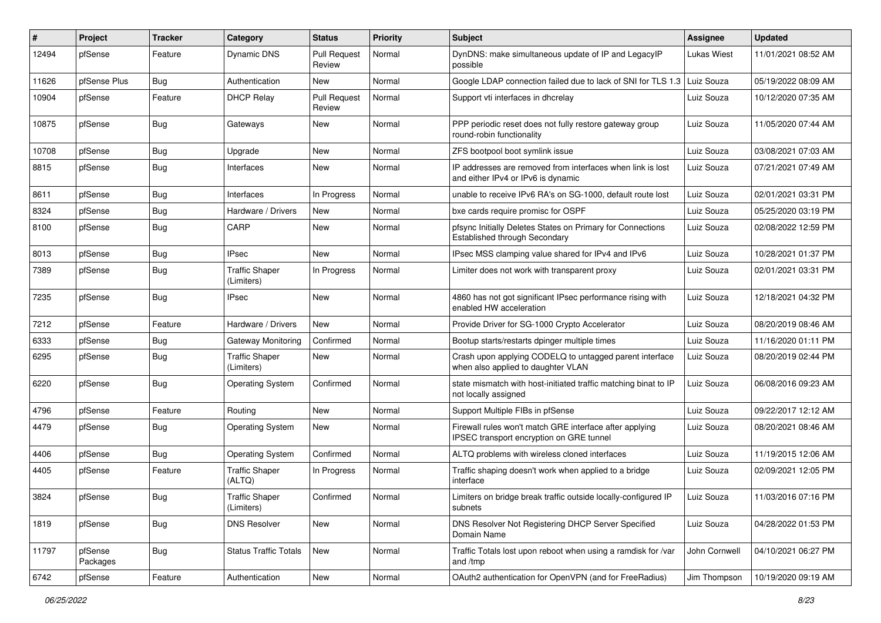| # | Project | Tracker | Category | Status | Priority | Subject | Assignee | Updated |
|---|---|---|---|---|---|---|---|---|
| 12494 | pfSense | Feature | Dynamic DNS | Pull Request Review | Normal | DynDNS: make simultaneous update of IP and LegacyIP possible | Lukas Wiest | 11/01/2021 08:52 AM |
| 11626 | pfSense Plus | Bug | Authentication | New | Normal | Google LDAP connection failed due to lack of SNI for TLS 1.3 | Luiz Souza | 05/19/2022 08:09 AM |
| 10904 | pfSense | Feature | DHCP Relay | Pull Request Review | Normal | Support vti interfaces in dhcrelay | Luiz Souza | 10/12/2020 07:35 AM |
| 10875 | pfSense | Bug | Gateways | New | Normal | PPP periodic reset does not fully restore gateway group round-robin functionality | Luiz Souza | 11/05/2020 07:44 AM |
| 10708 | pfSense | Bug | Upgrade | New | Normal | ZFS bootpool boot symlink issue | Luiz Souza | 03/08/2021 07:03 AM |
| 8815 | pfSense | Bug | Interfaces | New | Normal | IP addresses are removed from interfaces when link is lost and either IPv4 or IPv6 is dynamic | Luiz Souza | 07/21/2021 07:49 AM |
| 8611 | pfSense | Bug | Interfaces | In Progress | Normal | unable to receive IPv6 RA's on SG-1000, default route lost | Luiz Souza | 02/01/2021 03:31 PM |
| 8324 | pfSense | Bug | Hardware / Drivers | New | Normal | bxe cards require promisc for OSPF | Luiz Souza | 05/25/2020 03:19 PM |
| 8100 | pfSense | Bug | CARP | New | Normal | pfsync Initially Deletes States on Primary for Connections Established through Secondary | Luiz Souza | 02/08/2022 12:59 PM |
| 8013 | pfSense | Bug | IPsec | New | Normal | IPsec MSS clamping value shared for IPv4 and IPv6 | Luiz Souza | 10/28/2021 01:37 PM |
| 7389 | pfSense | Bug | Traffic Shaper (Limiters) | In Progress | Normal | Limiter does not work with transparent proxy | Luiz Souza | 02/01/2021 03:31 PM |
| 7235 | pfSense | Bug | IPsec | New | Normal | 4860 has not got significant IPsec performance rising with enabled HW acceleration | Luiz Souza | 12/18/2021 04:32 PM |
| 7212 | pfSense | Feature | Hardware / Drivers | New | Normal | Provide Driver for SG-1000 Crypto Accelerator | Luiz Souza | 08/20/2019 08:46 AM |
| 6333 | pfSense | Bug | Gateway Monitoring | Confirmed | Normal | Bootup starts/restarts dpinger multiple times | Luiz Souza | 11/16/2020 01:11 PM |
| 6295 | pfSense | Bug | Traffic Shaper (Limiters) | New | Normal | Crash upon applying CODELQ to untagged parent interface when also applied to daughter VLAN | Luiz Souza | 08/20/2019 02:44 PM |
| 6220 | pfSense | Bug | Operating System | Confirmed | Normal | state mismatch with host-initiated traffic matching binat to IP not locally assigned | Luiz Souza | 06/08/2016 09:23 AM |
| 4796 | pfSense | Feature | Routing | New | Normal | Support Multiple FIBs in pfSense | Luiz Souza | 09/22/2017 12:12 AM |
| 4479 | pfSense | Bug | Operating System | New | Normal | Firewall rules won't match GRE interface after applying IPSEC transport encryption on GRE tunnel | Luiz Souza | 08/20/2021 08:46 AM |
| 4406 | pfSense | Bug | Operating System | Confirmed | Normal | ALTQ problems with wireless cloned interfaces | Luiz Souza | 11/19/2015 12:06 AM |
| 4405 | pfSense | Feature | Traffic Shaper (ALTQ) | In Progress | Normal | Traffic shaping doesn't work when applied to a bridge interface | Luiz Souza | 02/09/2021 12:05 PM |
| 3824 | pfSense | Bug | Traffic Shaper (Limiters) | Confirmed | Normal | Limiters on bridge break traffic outside locally-configured IP subnets | Luiz Souza | 11/03/2016 07:16 PM |
| 1819 | pfSense | Bug | DNS Resolver | New | Normal | DNS Resolver Not Registering DHCP Server Specified Domain Name | Luiz Souza | 04/28/2022 01:53 PM |
| 11797 | pfSense Packages | Bug | Status Traffic Totals | New | Normal | Traffic Totals lost upon reboot when using a ramdisk for /var and /tmp | John Cornwell | 04/10/2021 06:27 PM |
| 6742 | pfSense | Feature | Authentication | New | Normal | OAuth2 authentication for OpenVPN (and for FreeRadius) | Jim Thompson | 10/19/2020 09:19 AM |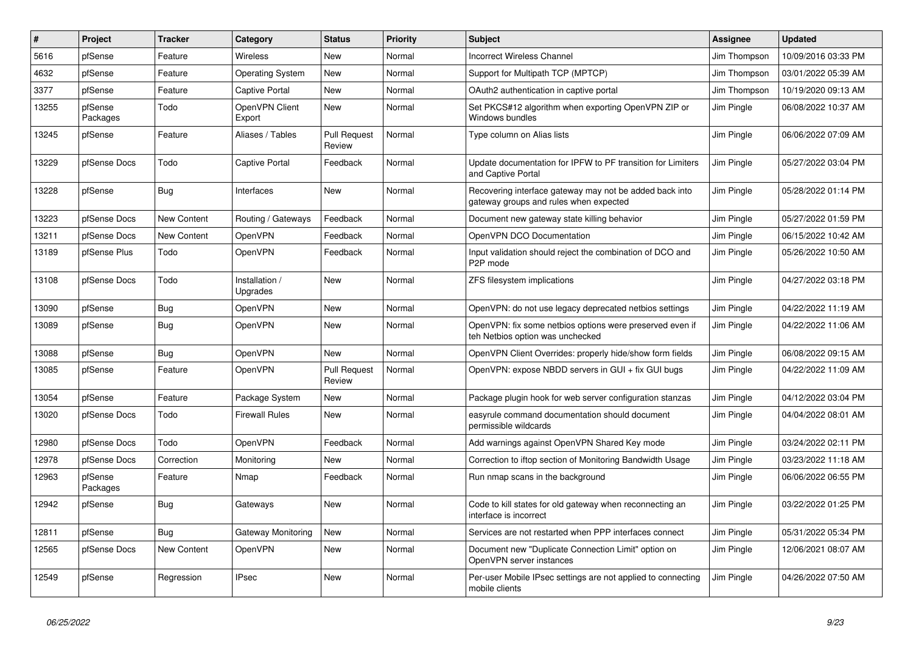| # | Project | Tracker | Category | Status | Priority | Subject | Assignee | Updated |
|---|---|---|---|---|---|---|---|---|
| 5616 | pfSense | Feature | Wireless | New | Normal | Incorrect Wireless Channel | Jim Thompson | 10/09/2016 03:33 PM |
| 4632 | pfSense | Feature | Operating System | New | Normal | Support for Multipath TCP (MPTCP) | Jim Thompson | 03/01/2022 05:39 AM |
| 3377 | pfSense | Feature | Captive Portal | New | Normal | OAuth2 authentication in captive portal | Jim Thompson | 10/19/2020 09:13 AM |
| 13255 | pfSense Packages | Todo | OpenVPN Client Export | New | Normal | Set PKCS#12 algorithm when exporting OpenVPN ZIP or Windows bundles | Jim Pingle | 06/08/2022 10:37 AM |
| 13245 | pfSense | Feature | Aliases / Tables | Pull Request Review | Normal | Type column on Alias lists | Jim Pingle | 06/06/2022 07:09 AM |
| 13229 | pfSense Docs | Todo | Captive Portal | Feedback | Normal | Update documentation for IPFW to PF transition for Limiters and Captive Portal | Jim Pingle | 05/27/2022 03:04 PM |
| 13228 | pfSense | Bug | Interfaces | New | Normal | Recovering interface gateway may not be added back into gateway groups and rules when expected | Jim Pingle | 05/28/2022 01:14 PM |
| 13223 | pfSense Docs | New Content | Routing / Gateways | Feedback | Normal | Document new gateway state killing behavior | Jim Pingle | 05/27/2022 01:59 PM |
| 13211 | pfSense Docs | New Content | OpenVPN | Feedback | Normal | OpenVPN DCO Documentation | Jim Pingle | 06/15/2022 10:42 AM |
| 13189 | pfSense Plus | Todo | OpenVPN | Feedback | Normal | Input validation should reject the combination of DCO and P2P mode | Jim Pingle | 05/26/2022 10:50 AM |
| 13108 | pfSense Docs | Todo | Installation / Upgrades | New | Normal | ZFS filesystem implications | Jim Pingle | 04/27/2022 03:18 PM |
| 13090 | pfSense | Bug | OpenVPN | New | Normal | OpenVPN: do not use legacy deprecated netbios settings | Jim Pingle | 04/22/2022 11:19 AM |
| 13089 | pfSense | Bug | OpenVPN | New | Normal | OpenVPN: fix some netbios options were preserved even if teh Netbios option was unchecked | Jim Pingle | 04/22/2022 11:06 AM |
| 13088 | pfSense | Bug | OpenVPN | New | Normal | OpenVPN Client Overrides: properly hide/show form fields | Jim Pingle | 06/08/2022 09:15 AM |
| 13085 | pfSense | Feature | OpenVPN | Pull Request Review | Normal | OpenVPN: expose NBDD servers in GUI + fix GUI bugs | Jim Pingle | 04/22/2022 11:09 AM |
| 13054 | pfSense | Feature | Package System | New | Normal | Package plugin hook for web server configuration stanzas | Jim Pingle | 04/12/2022 03:04 PM |
| 13020 | pfSense Docs | Todo | Firewall Rules | New | Normal | easyrule command documentation should document permissible wildcards | Jim Pingle | 04/04/2022 08:01 AM |
| 12980 | pfSense Docs | Todo | OpenVPN | Feedback | Normal | Add warnings against OpenVPN Shared Key mode | Jim Pingle | 03/24/2022 02:11 PM |
| 12978 | pfSense Docs | Correction | Monitoring | New | Normal | Correction to iftop section of Monitoring Bandwidth Usage | Jim Pingle | 03/23/2022 11:18 AM |
| 12963 | pfSense Packages | Feature | Nmap | Feedback | Normal | Run nmap scans in the background | Jim Pingle | 06/06/2022 06:55 PM |
| 12942 | pfSense | Bug | Gateways | New | Normal | Code to kill states for old gateway when reconnecting an interface is incorrect | Jim Pingle | 03/22/2022 01:25 PM |
| 12811 | pfSense | Bug | Gateway Monitoring | New | Normal | Services are not restarted when PPP interfaces connect | Jim Pingle | 05/31/2022 05:34 PM |
| 12565 | pfSense Docs | New Content | OpenVPN | New | Normal | Document new "Duplicate Connection Limit" option on OpenVPN server instances | Jim Pingle | 12/06/2021 08:07 AM |
| 12549 | pfSense | Regression | IPsec | New | Normal | Per-user Mobile IPsec settings are not applied to connecting mobile clients | Jim Pingle | 04/26/2022 07:50 AM |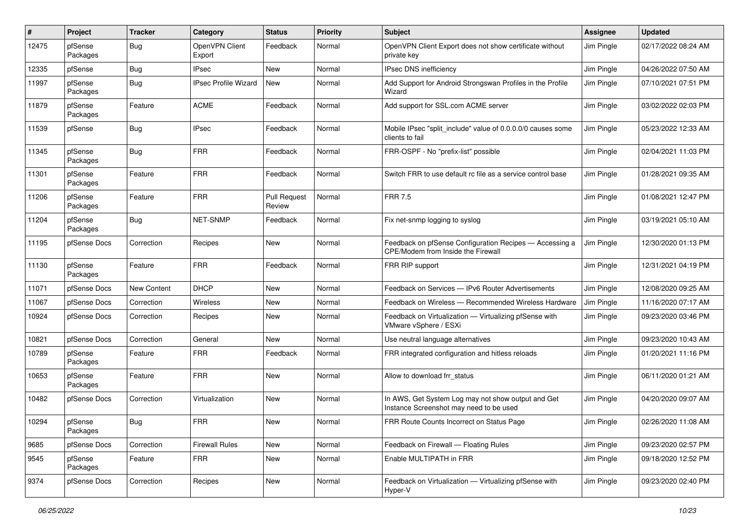| # | Project | Tracker | Category | Status | Priority | Subject | Assignee | Updated |
|---|---|---|---|---|---|---|---|---|
| 12475 | pfSense Packages | Bug | OpenVPN Client Export | Feedback | Normal | OpenVPN Client Export does not show certificate without private key | Jim Pingle | 02/17/2022 08:24 AM |
| 12335 | pfSense | Bug | IPsec | New | Normal | IPsec DNS inefficiency | Jim Pingle | 04/26/2022 07:50 AM |
| 11997 | pfSense Packages | Bug | IPsec Profile Wizard | New | Normal | Add Support for Android Strongswan Profiles in the Profile Wizard | Jim Pingle | 07/10/2021 07:51 PM |
| 11879 | pfSense Packages | Feature | ACME | Feedback | Normal | Add support for SSL.com ACME server | Jim Pingle | 03/02/2022 02:03 PM |
| 11539 | pfSense | Bug | IPsec | Feedback | Normal | Mobile IPsec "split_include" value of 0.0.0.0/0 causes some clients to fail | Jim Pingle | 05/23/2022 12:33 AM |
| 11345 | pfSense Packages | Bug | FRR | Feedback | Normal | FRR-OSPF - No "prefix-list" possible | Jim Pingle | 02/04/2021 11:03 PM |
| 11301 | pfSense Packages | Feature | FRR | Feedback | Normal | Switch FRR to use default rc file as a service control base | Jim Pingle | 01/28/2021 09:35 AM |
| 11206 | pfSense Packages | Feature | FRR | Pull Request Review | Normal | FRR 7.5 | Jim Pingle | 01/08/2021 12:47 PM |
| 11204 | pfSense Packages | Bug | NET-SNMP | Feedback | Normal | Fix net-snmp logging to syslog | Jim Pingle | 03/19/2021 05:10 AM |
| 11195 | pfSense Docs | Correction | Recipes | New | Normal | Feedback on pfSense Configuration Recipes — Accessing a CPE/Modem from Inside the Firewall | Jim Pingle | 12/30/2020 01:13 PM |
| 11130 | pfSense Packages | Feature | FRR | Feedback | Normal | FRR RIP support | Jim Pingle | 12/31/2021 04:19 PM |
| 11071 | pfSense Docs | New Content | DHCP | New | Normal | Feedback on Services — IPv6 Router Advertisements | Jim Pingle | 12/08/2020 09:25 AM |
| 11067 | pfSense Docs | Correction | Wireless | New | Normal | Feedback on Wireless — Recommended Wireless Hardware | Jim Pingle | 11/16/2020 07:17 AM |
| 10924 | pfSense Docs | Correction | Recipes | New | Normal | Feedback on Virtualization — Virtualizing pfSense with VMware vSphere / ESXi | Jim Pingle | 09/23/2020 03:46 PM |
| 10821 | pfSense Docs | Correction | General | New | Normal | Use neutral language alternatives | Jim Pingle | 09/23/2020 10:43 AM |
| 10789 | pfSense Packages | Feature | FRR | Feedback | Normal | FRR integrated configuration and hitless reloads | Jim Pingle | 01/20/2021 11:16 PM |
| 10653 | pfSense Packages | Feature | FRR | New | Normal | Allow to download frr_status | Jim Pingle | 06/11/2020 01:21 AM |
| 10482 | pfSense Docs | Correction | Virtualization | New | Normal | In AWS, Get System Log may not show output and Get Instance Screenshot may need to be used | Jim Pingle | 04/20/2020 09:07 AM |
| 10294 | pfSense Packages | Bug | FRR | New | Normal | FRR Route Counts Incorrect on Status Page | Jim Pingle | 02/26/2020 11:08 AM |
| 9685 | pfSense Docs | Correction | Firewall Rules | New | Normal | Feedback on Firewall — Floating Rules | Jim Pingle | 09/23/2020 02:57 PM |
| 9545 | pfSense Packages | Feature | FRR | New | Normal | Enable MULTIPATH in FRR | Jim Pingle | 09/18/2020 12:52 PM |
| 9374 | pfSense Docs | Correction | Recipes | New | Normal | Feedback on Virtualization — Virtualizing pfSense with Hyper-V | Jim Pingle | 09/23/2020 02:40 PM |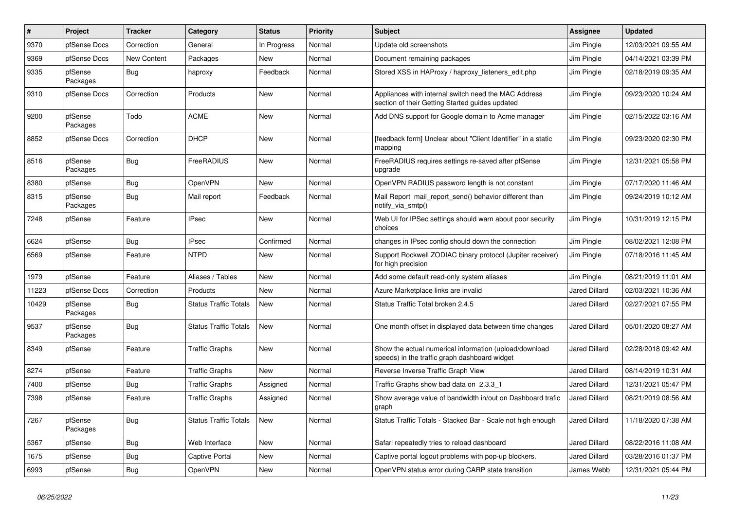| # | Project | Tracker | Category | Status | Priority | Subject | Assignee | Updated |
|---|---|---|---|---|---|---|---|---|
| 9370 | pfSense Docs | Correction | General | In Progress | Normal | Update old screenshots | Jim Pingle | 12/03/2021 09:55 AM |
| 9369 | pfSense Docs | New Content | Packages | New | Normal | Document remaining packages | Jim Pingle | 04/14/2021 03:39 PM |
| 9335 | pfSense Packages | Bug | haproxy | Feedback | Normal | Stored XSS in HAProxy / haproxy_listeners_edit.php | Jim Pingle | 02/18/2019 09:35 AM |
| 9310 | pfSense Docs | Correction | Products | New | Normal | Appliances with internal switch need the MAC Address section of their Getting Started guides updated | Jim Pingle | 09/23/2020 10:24 AM |
| 9200 | pfSense Packages | Todo | ACME | New | Normal | Add DNS support for Google domain to Acme manager | Jim Pingle | 02/15/2022 03:16 AM |
| 8852 | pfSense Docs | Correction | DHCP | New | Normal | [feedback form] Unclear about "Client Identifier" in a static mapping | Jim Pingle | 09/23/2020 02:30 PM |
| 8516 | pfSense Packages | Bug | FreeRADIUS | New | Normal | FreeRADIUS requires settings re-saved after pfSense upgrade | Jim Pingle | 12/31/2021 05:58 PM |
| 8380 | pfSense | Bug | OpenVPN | New | Normal | OpenVPN RADIUS password length is not constant | Jim Pingle | 07/17/2020 11:46 AM |
| 8315 | pfSense Packages | Bug | Mail report | Feedback | Normal | Mail Report mail_report_send() behavior different than notify_via_smtp() | Jim Pingle | 09/24/2019 10:12 AM |
| 7248 | pfSense | Feature | IPsec | New | Normal | Web UI for IPSec settings should warn about poor security choices | Jim Pingle | 10/31/2019 12:15 PM |
| 6624 | pfSense | Bug | IPsec | Confirmed | Normal | changes in IPsec config should down the connection | Jim Pingle | 08/02/2021 12:08 PM |
| 6569 | pfSense | Feature | NTPD | New | Normal | Support Rockwell ZODIAC binary protocol (Jupiter receiver) for high precision | Jim Pingle | 07/18/2016 11:45 AM |
| 1979 | pfSense | Feature | Aliases / Tables | New | Normal | Add some default read-only system aliases | Jim Pingle | 08/21/2019 11:01 AM |
| 11223 | pfSense Docs | Correction | Products | New | Normal | Azure Marketplace links are invalid | Jared Dillard | 02/03/2021 10:36 AM |
| 10429 | pfSense Packages | Bug | Status Traffic Totals | New | Normal | Status Traffic Total broken 2.4.5 | Jared Dillard | 02/27/2021 07:55 PM |
| 9537 | pfSense Packages | Bug | Status Traffic Totals | New | Normal | One month offset in displayed data between time changes | Jared Dillard | 05/01/2020 08:27 AM |
| 8349 | pfSense | Feature | Traffic Graphs | New | Normal | Show the actual numerical information (upload/download speeds) in the traffic graph dashboard widget | Jared Dillard | 02/28/2018 09:42 AM |
| 8274 | pfSense | Feature | Traffic Graphs | New | Normal | Reverse Inverse Traffic Graph View | Jared Dillard | 08/14/2019 10:31 AM |
| 7400 | pfSense | Bug | Traffic Graphs | Assigned | Normal | Traffic Graphs show bad data on 2.3.3_1 | Jared Dillard | 12/31/2021 05:47 PM |
| 7398 | pfSense | Feature | Traffic Graphs | Assigned | Normal | Show average value of bandwidth in/out on Dashboard trafic graph | Jared Dillard | 08/21/2019 08:56 AM |
| 7267 | pfSense Packages | Bug | Status Traffic Totals | New | Normal | Status Traffic Totals - Stacked Bar - Scale not high enough | Jared Dillard | 11/18/2020 07:38 AM |
| 5367 | pfSense | Bug | Web Interface | New | Normal | Safari repeatedly tries to reload dashboard | Jared Dillard | 08/22/2016 11:08 AM |
| 1675 | pfSense | Bug | Captive Portal | New | Normal | Captive portal logout problems with pop-up blockers. | Jared Dillard | 03/28/2016 01:37 PM |
| 6993 | pfSense | Bug | OpenVPN | New | Normal | OpenVPN status error during CARP state transition | James Webb | 12/31/2021 05:44 PM |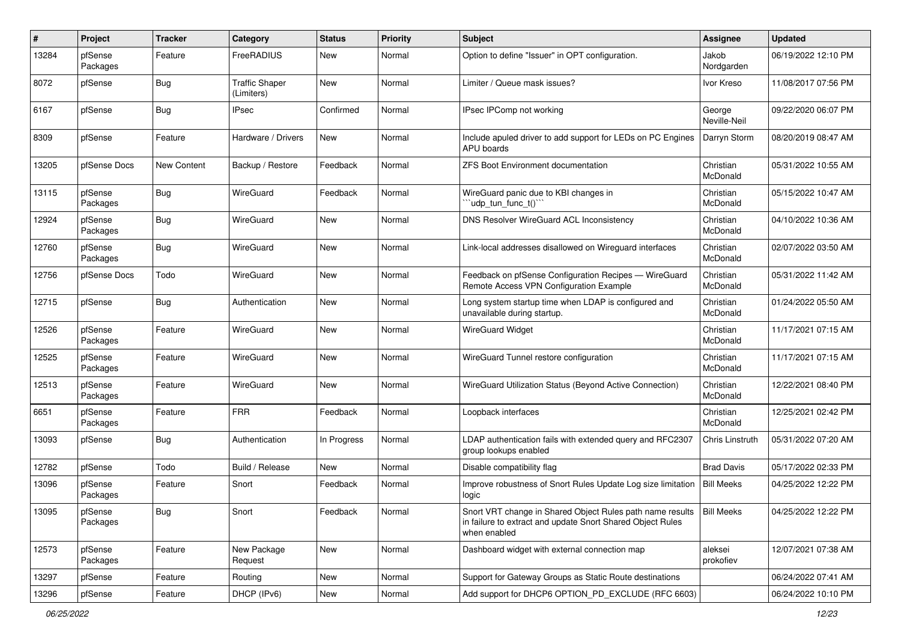| # | Project | Tracker | Category | Status | Priority | Subject | Assignee | Updated |
|---|---|---|---|---|---|---|---|---|
| 13284 | pfSense Packages | Feature | FreeRADIUS | New | Normal | Option to define "Issuer" in OPT configuration. | Jakob Nordgarden | 06/19/2022 12:10 PM |
| 8072 | pfSense | Bug | Traffic Shaper (Limiters) | New | Normal | Limiter / Queue mask issues? | Ivor Kreso | 11/08/2017 07:56 PM |
| 6167 | pfSense | Bug | IPsec | Confirmed | Normal | IPsec IPComp not working | George Neville-Neil | 09/22/2020 06:07 PM |
| 8309 | pfSense | Feature | Hardware / Drivers | New | Normal | Include apuled driver to add support for LEDs on PC Engines APU boards | Darryn Storm | 08/20/2019 08:47 AM |
| 13205 | pfSense Docs | New Content | Backup / Restore | Feedback | Normal | ZFS Boot Environment documentation | Christian McDonald | 05/31/2022 10:55 AM |
| 13115 | pfSense Packages | Bug | WireGuard | Feedback | Normal | WireGuard panic due to KBI changes in ```udp_tun_func_t()``` | Christian McDonald | 05/15/2022 10:47 AM |
| 12924 | pfSense Packages | Bug | WireGuard | New | Normal | DNS Resolver WireGuard ACL Inconsistency | Christian McDonald | 04/10/2022 10:36 AM |
| 12760 | pfSense Packages | Bug | WireGuard | New | Normal | Link-local addresses disallowed on Wireguard interfaces | Christian McDonald | 02/07/2022 03:50 AM |
| 12756 | pfSense Docs | Todo | WireGuard | New | Normal | Feedback on pfSense Configuration Recipes — WireGuard Remote Access VPN Configuration Example | Christian McDonald | 05/31/2022 11:42 AM |
| 12715 | pfSense | Bug | Authentication | New | Normal | Long system startup time when LDAP is configured and unavailable during startup. | Christian McDonald | 01/24/2022 05:50 AM |
| 12526 | pfSense Packages | Feature | WireGuard | New | Normal | WireGuard Widget | Christian McDonald | 11/17/2021 07:15 AM |
| 12525 | pfSense Packages | Feature | WireGuard | New | Normal | WireGuard Tunnel restore configuration | Christian McDonald | 11/17/2021 07:15 AM |
| 12513 | pfSense Packages | Feature | WireGuard | New | Normal | WireGuard Utilization Status (Beyond Active Connection) | Christian McDonald | 12/22/2021 08:40 PM |
| 6651 | pfSense Packages | Feature | FRR | Feedback | Normal | Loopback interfaces | Christian McDonald | 12/25/2021 02:42 PM |
| 13093 | pfSense | Bug | Authentication | In Progress | Normal | LDAP authentication fails with extended query and RFC2307 group lookups enabled | Chris Linstruth | 05/31/2022 07:20 AM |
| 12782 | pfSense | Todo | Build / Release | New | Normal | Disable compatibility flag | Brad Davis | 05/17/2022 02:33 PM |
| 13096 | pfSense Packages | Feature | Snort | Feedback | Normal | Improve robustness of Snort Rules Update Log size limitation logic | Bill Meeks | 04/25/2022 12:22 PM |
| 13095 | pfSense Packages | Bug | Snort | Feedback | Normal | Snort VRT change in Shared Object Rules path name results in failure to extract and update Snort Shared Object Rules when enabled | Bill Meeks | 04/25/2022 12:22 PM |
| 12573 | pfSense Packages | Feature | New Package Request | New | Normal | Dashboard widget with external connection map | aleksei prokofiev | 12/07/2021 07:38 AM |
| 13297 | pfSense | Feature | Routing | New | Normal | Support for Gateway Groups as Static Route destinations | | 06/24/2022 07:41 AM |
| 13296 | pfSense | Feature | DHCP (IPv6) | New | Normal | Add support for DHCP6 OPTION_PD_EXCLUDE (RFC 6603) | | 06/24/2022 10:10 PM |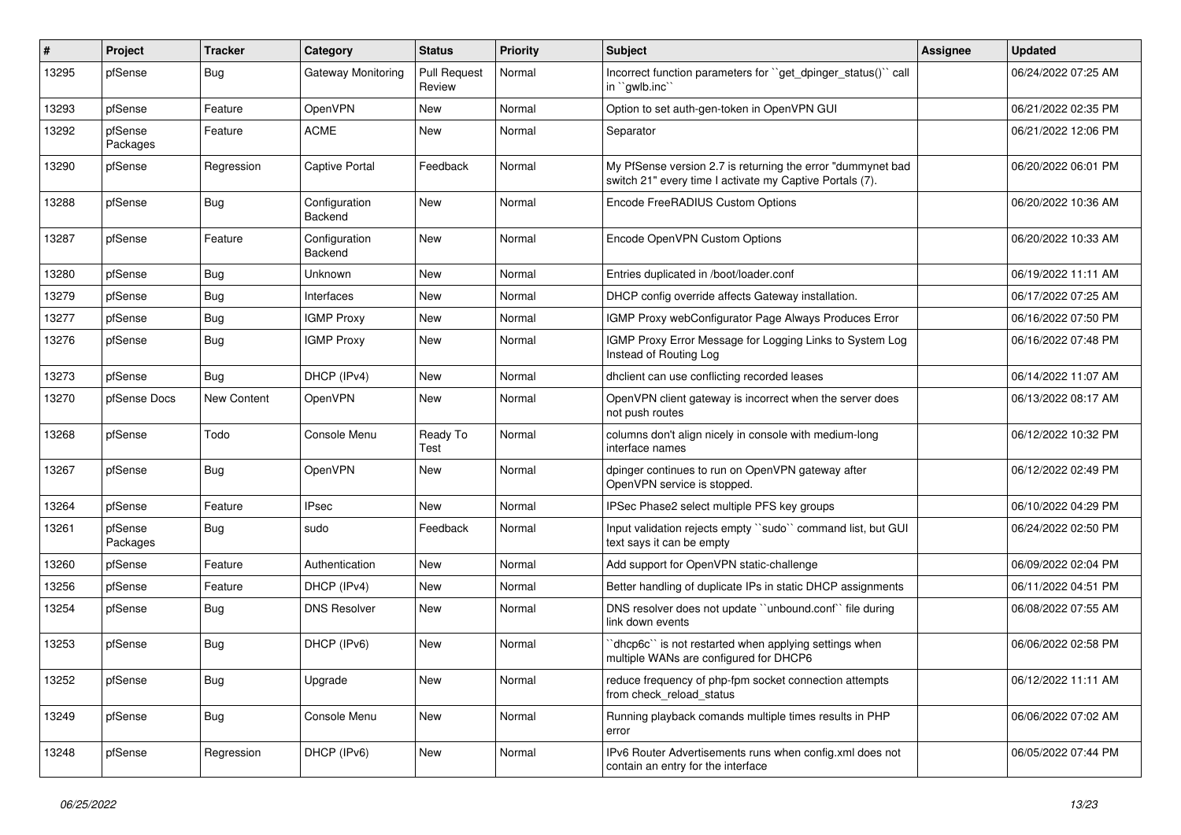| # | Project | Tracker | Category | Status | Priority | Subject | Assignee | Updated |
|---|---|---|---|---|---|---|---|---|
| 13295 | pfSense | Bug | Gateway Monitoring | Pull Request Review | Normal | Incorrect function parameters for ``get_dpinger_status()`` call in ``gwlb.inc`` | | 06/24/2022 07:25 AM |
| 13293 | pfSense | Feature | OpenVPN | New | Normal | Option to set auth-gen-token in OpenVPN GUI | | 06/21/2022 02:35 PM |
| 13292 | pfSense Packages | Feature | ACME | New | Normal | Separator | | 06/21/2022 12:06 PM |
| 13290 | pfSense | Regression | Captive Portal | Feedback | Normal | My PfSense version 2.7 is returning the error "dummynet bad switch 21" every time I activate my Captive Portals (7). | | 06/20/2022 06:01 PM |
| 13288 | pfSense | Bug | Configuration Backend | New | Normal | Encode FreeRADIUS Custom Options | | 06/20/2022 10:36 AM |
| 13287 | pfSense | Feature | Configuration Backend | New | Normal | Encode OpenVPN Custom Options | | 06/20/2022 10:33 AM |
| 13280 | pfSense | Bug | Unknown | New | Normal | Entries duplicated in /boot/loader.conf | | 06/19/2022 11:11 AM |
| 13279 | pfSense | Bug | Interfaces | New | Normal | DHCP config override affects Gateway installation. | | 06/17/2022 07:25 AM |
| 13277 | pfSense | Bug | IGMP Proxy | New | Normal | IGMP Proxy webConfigurator Page Always Produces Error | | 06/16/2022 07:50 PM |
| 13276 | pfSense | Bug | IGMP Proxy | New | Normal | IGMP Proxy Error Message for Logging Links to System Log Instead of Routing Log | | 06/16/2022 07:48 PM |
| 13273 | pfSense | Bug | DHCP (IPv4) | New | Normal | dhclient can use conflicting recorded leases | | 06/14/2022 11:07 AM |
| 13270 | pfSense Docs | New Content | OpenVPN | New | Normal | OpenVPN client gateway is incorrect when the server does not push routes | | 06/13/2022 08:17 AM |
| 13268 | pfSense | Todo | Console Menu | Ready To Test | Normal | columns don't align nicely in console with medium-long interface names | | 06/12/2022 10:32 PM |
| 13267 | pfSense | Bug | OpenVPN | New | Normal | dpinger continues to run on OpenVPN gateway after OpenVPN service is stopped. | | 06/12/2022 02:49 PM |
| 13264 | pfSense | Feature | IPsec | New | Normal | IPSec Phase2 select multiple PFS key groups | | 06/10/2022 04:29 PM |
| 13261 | pfSense Packages | Bug | sudo | Feedback | Normal | Input validation rejects empty ``sudo`` command list, but GUI text says it can be empty | | 06/24/2022 02:50 PM |
| 13260 | pfSense | Feature | Authentication | New | Normal | Add support for OpenVPN static-challenge | | 06/09/2022 02:04 PM |
| 13256 | pfSense | Feature | DHCP (IPv4) | New | Normal | Better handling of duplicate IPs in static DHCP assignments | | 06/11/2022 04:51 PM |
| 13254 | pfSense | Bug | DNS Resolver | New | Normal | DNS resolver does not update ``unbound.conf`` file during link down events | | 06/08/2022 07:55 AM |
| 13253 | pfSense | Bug | DHCP (IPv6) | New | Normal | ``dhcp6c`` is not restarted when applying settings when multiple WANs are configured for DHCP6 | | 06/06/2022 02:58 PM |
| 13252 | pfSense | Bug | Upgrade | New | Normal | reduce frequency of php-fpm socket connection attempts from check_reload_status | | 06/12/2022 11:11 AM |
| 13249 | pfSense | Bug | Console Menu | New | Normal | Running playback comands multiple times results in PHP error | | 06/06/2022 07:02 AM |
| 13248 | pfSense | Regression | DHCP (IPv6) | New | Normal | IPv6 Router Advertisements runs when config.xml does not contain an entry for the interface | | 06/05/2022 07:44 PM |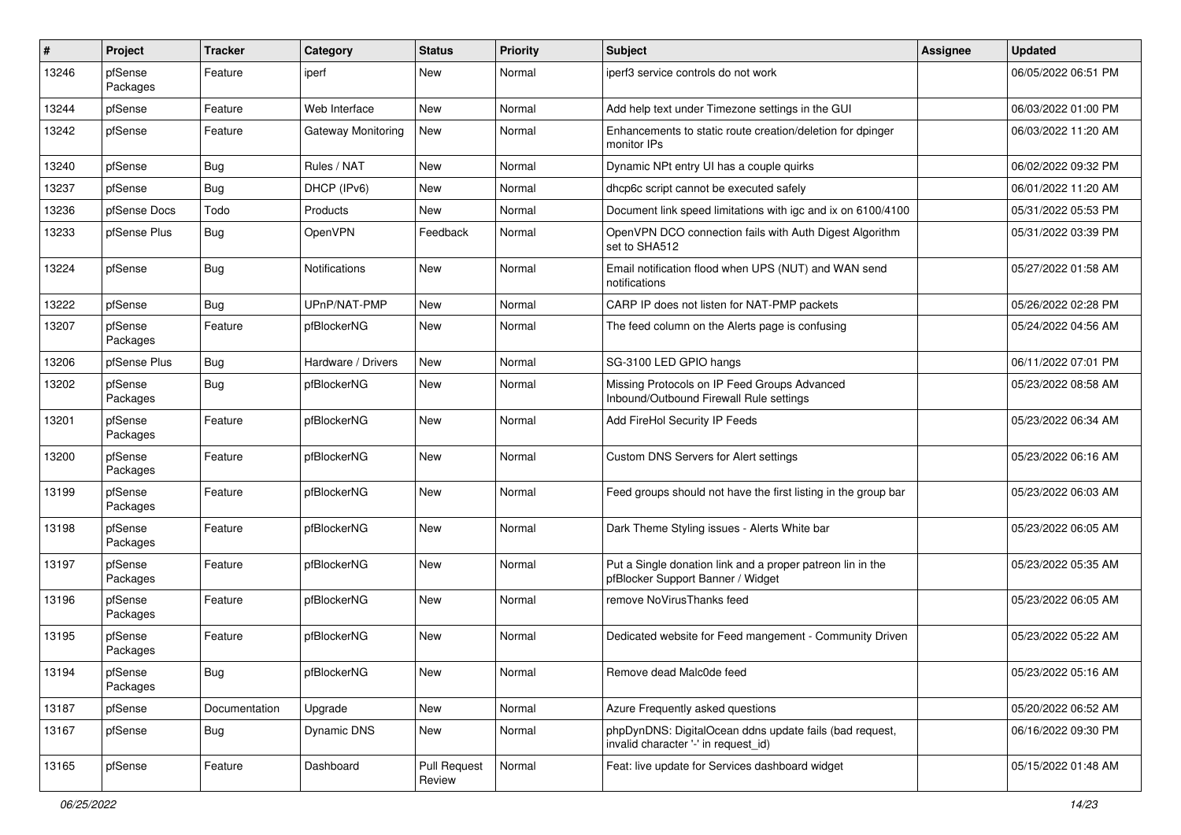| # | Project | Tracker | Category | Status | Priority | Subject | Assignee | Updated |
| --- | --- | --- | --- | --- | --- | --- | --- | --- |
| 13246 | pfSense Packages | Feature | iperf | New | Normal | iperf3 service controls do not work | | 06/05/2022 06:51 PM |
| 13244 | pfSense | Feature | Web Interface | New | Normal | Add help text under Timezone settings in the GUI | | 06/03/2022 01:00 PM |
| 13242 | pfSense | Feature | Gateway Monitoring | New | Normal | Enhancements to static route creation/deletion for dpinger monitor IPs | | 06/03/2022 11:20 AM |
| 13240 | pfSense | Bug | Rules / NAT | New | Normal | Dynamic NPt entry UI has a couple quirks | | 06/02/2022 09:32 PM |
| 13237 | pfSense | Bug | DHCP (IPv6) | New | Normal | dhcp6c script cannot be executed safely | | 06/01/2022 11:20 AM |
| 13236 | pfSense Docs | Todo | Products | New | Normal | Document link speed limitations with igc and ix on 6100/4100 | | 05/31/2022 05:53 PM |
| 13233 | pfSense Plus | Bug | OpenVPN | Feedback | Normal | OpenVPN DCO connection fails with Auth Digest Algorithm set to SHA512 | | 05/31/2022 03:39 PM |
| 13224 | pfSense | Bug | Notifications | New | Normal | Email notification flood when UPS (NUT) and WAN send notifications | | 05/27/2022 01:58 AM |
| 13222 | pfSense | Bug | UPnP/NAT-PMP | New | Normal | CARP IP does not listen for NAT-PMP packets | | 05/26/2022 02:28 PM |
| 13207 | pfSense Packages | Feature | pfBlockerNG | New | Normal | The feed column on the Alerts page is confusing | | 05/24/2022 04:56 AM |
| 13206 | pfSense Plus | Bug | Hardware / Drivers | New | Normal | SG-3100 LED GPIO hangs | | 06/11/2022 07:01 PM |
| 13202 | pfSense Packages | Bug | pfBlockerNG | New | Normal | Missing Protocols on IP Feed Groups Advanced Inbound/Outbound Firewall Rule settings | | 05/23/2022 08:58 AM |
| 13201 | pfSense Packages | Feature | pfBlockerNG | New | Normal | Add FireHol Security IP Feeds | | 05/23/2022 06:34 AM |
| 13200 | pfSense Packages | Feature | pfBlockerNG | New | Normal | Custom DNS Servers for Alert settings | | 05/23/2022 06:16 AM |
| 13199 | pfSense Packages | Feature | pfBlockerNG | New | Normal | Feed groups should not have the first listing in the group bar | | 05/23/2022 06:03 AM |
| 13198 | pfSense Packages | Feature | pfBlockerNG | New | Normal | Dark Theme Styling issues - Alerts White bar | | 05/23/2022 06:05 AM |
| 13197 | pfSense Packages | Feature | pfBlockerNG | New | Normal | Put a Single donation link and a proper patreon lin in the pfBlocker Support Banner / Widget | | 05/23/2022 05:35 AM |
| 13196 | pfSense Packages | Feature | pfBlockerNG | New | Normal | remove NoVirusThanks feed | | 05/23/2022 06:05 AM |
| 13195 | pfSense Packages | Feature | pfBlockerNG | New | Normal | Dedicated website for Feed mangement - Community Driven | | 05/23/2022 05:22 AM |
| 13194 | pfSense Packages | Bug | pfBlockerNG | New | Normal | Remove dead Malc0de feed | | 05/23/2022 05:16 AM |
| 13187 | pfSense | Documentation | Upgrade | New | Normal | Azure Frequently asked questions | | 05/20/2022 06:52 AM |
| 13167 | pfSense | Bug | Dynamic DNS | New | Normal | phpDynDNS: DigitalOcean ddns update fails (bad request, invalid character '-' in request_id) | | 06/16/2022 09:30 PM |
| 13165 | pfSense | Feature | Dashboard | Pull Request Review | Normal | Feat: live update for Services dashboard widget | | 05/15/2022 01:48 AM |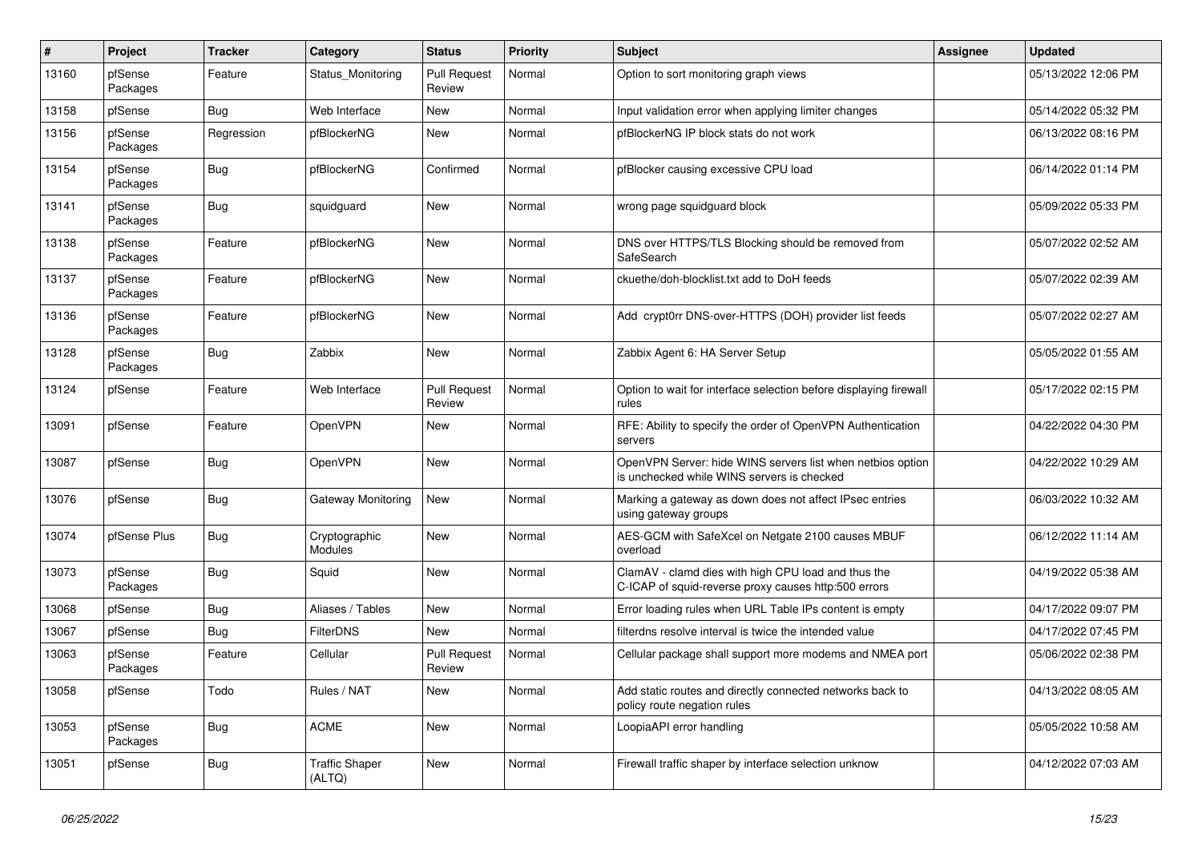| # | Project | Tracker | Category | Status | Priority | Subject | Assignee | Updated |
|---|---|---|---|---|---|---|---|---|
| 13160 | pfSense Packages | Feature | Status_Monitoring | Pull Request Review | Normal | Option to sort monitoring graph views | | 05/13/2022 12:06 PM |
| 13158 | pfSense | Bug | Web Interface | New | Normal | Input validation error when applying limiter changes | | 05/14/2022 05:32 PM |
| 13156 | pfSense Packages | Regression | pfBlockerNG | New | Normal | pfBlockerNG IP block stats do not work | | 06/13/2022 08:16 PM |
| 13154 | pfSense Packages | Bug | pfBlockerNG | Confirmed | Normal | pfBlocker causing excessive CPU load | | 06/14/2022 01:14 PM |
| 13141 | pfSense Packages | Bug | squidguard | New | Normal | wrong page squidguard block | | 05/09/2022 05:33 PM |
| 13138 | pfSense Packages | Feature | pfBlockerNG | New | Normal | DNS over HTTPS/TLS Blocking should be removed from SafeSearch | | 05/07/2022 02:52 AM |
| 13137 | pfSense Packages | Feature | pfBlockerNG | New | Normal | ckuethe/doh-blocklist.txt add to DoH feeds | | 05/07/2022 02:39 AM |
| 13136 | pfSense Packages | Feature | pfBlockerNG | New | Normal | Add crypt0rr DNS-over-HTTPS (DOH) provider list feeds | | 05/07/2022 02:27 AM |
| 13128 | pfSense Packages | Bug | Zabbix | New | Normal | Zabbix Agent 6: HA Server Setup | | 05/05/2022 01:55 AM |
| 13124 | pfSense | Feature | Web Interface | Pull Request Review | Normal | Option to wait for interface selection before displaying firewall rules | | 05/17/2022 02:15 PM |
| 13091 | pfSense | Feature | OpenVPN | New | Normal | RFE: Ability to specify the order of OpenVPN Authentication servers | | 04/22/2022 04:30 PM |
| 13087 | pfSense | Bug | OpenVPN | New | Normal | OpenVPN Server: hide WINS servers list when netbios option is unchecked while WINS servers is checked | | 04/22/2022 10:29 AM |
| 13076 | pfSense | Bug | Gateway Monitoring | New | Normal | Marking a gateway as down does not affect IPsec entries using gateway groups | | 06/03/2022 10:32 AM |
| 13074 | pfSense Plus | Bug | Cryptographic Modules | New | Normal | AES-GCM with SafeXcel on Netgate 2100 causes MBUF overload | | 06/12/2022 11:14 AM |
| 13073 | pfSense Packages | Bug | Squid | New | Normal | ClamAV - clamd dies with high CPU load and thus the C-ICAP of squid-reverse proxy causes http:500 errors | | 04/19/2022 05:38 AM |
| 13068 | pfSense | Bug | Aliases / Tables | New | Normal | Error loading rules when URL Table IPs content is empty | | 04/17/2022 09:07 PM |
| 13067 | pfSense | Bug | FilterDNS | New | Normal | filterdns resolve interval is twice the intended value | | 04/17/2022 07:45 PM |
| 13063 | pfSense Packages | Feature | Cellular | Pull Request Review | Normal | Cellular package shall support more modems and NMEA port | | 05/06/2022 02:38 PM |
| 13058 | pfSense | Todo | Rules / NAT | New | Normal | Add static routes and directly connected networks back to policy route negation rules | | 04/13/2022 08:05 AM |
| 13053 | pfSense Packages | Bug | ACME | New | Normal | LoopiaAPI error handling | | 05/05/2022 10:58 AM |
| 13051 | pfSense | Bug | Traffic Shaper (ALTQ) | New | Normal | Firewall traffic shaper by interface selection unknow | | 04/12/2022 07:03 AM |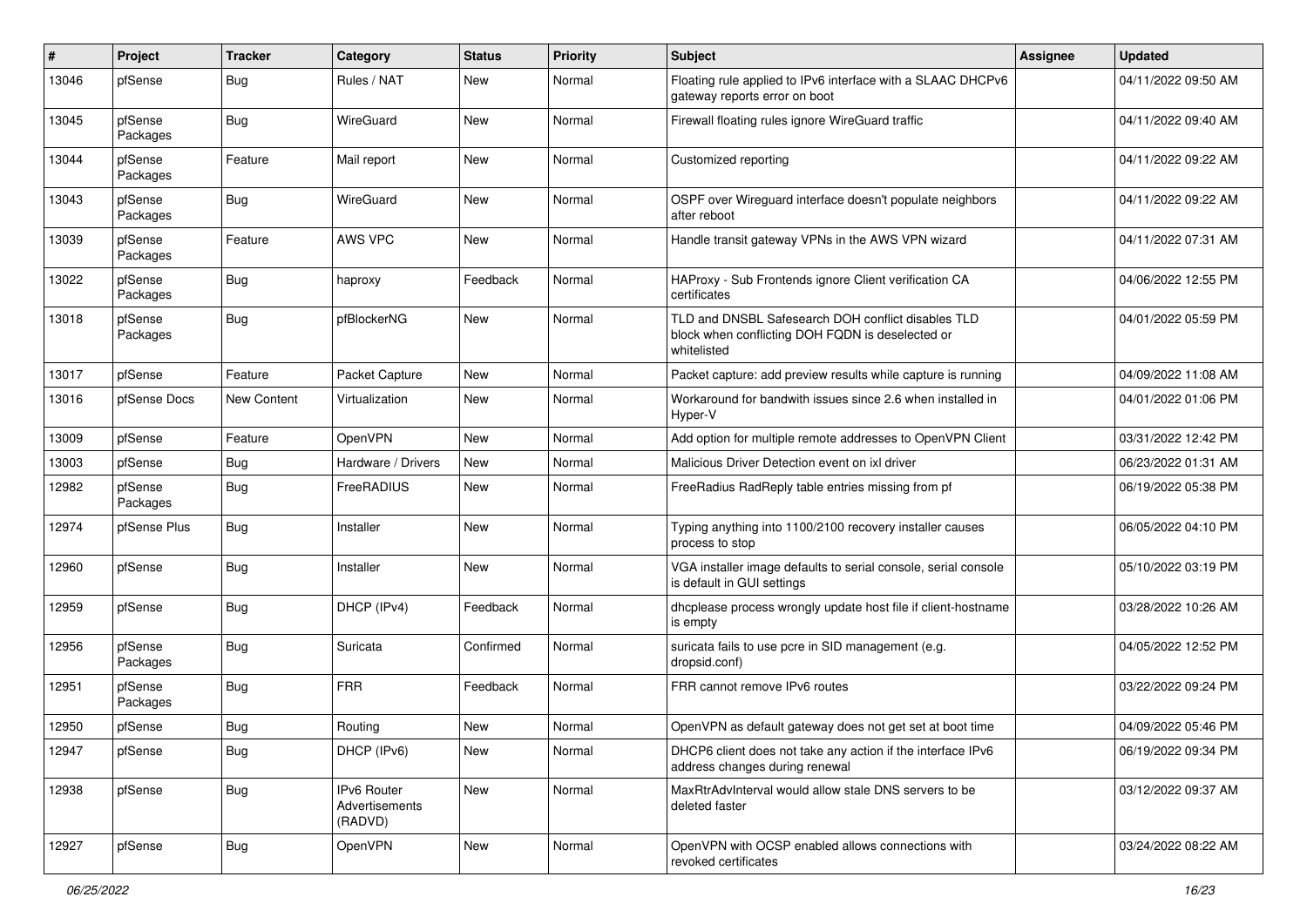| # | Project | Tracker | Category | Status | Priority | Subject | Assignee | Updated |
|---|---|---|---|---|---|---|---|---|
| 13046 | pfSense | Bug | Rules / NAT | New | Normal | Floating rule applied to IPv6 interface with a SLAAC DHCPv6 gateway reports error on boot | | 04/11/2022 09:50 AM |
| 13045 | pfSense Packages | Bug | WireGuard | New | Normal | Firewall floating rules ignore WireGuard traffic | | 04/11/2022 09:40 AM |
| 13044 | pfSense Packages | Feature | Mail report | New | Normal | Customized reporting | | 04/11/2022 09:22 AM |
| 13043 | pfSense Packages | Bug | WireGuard | New | Normal | OSPF over Wireguard interface doesn't populate neighbors after reboot | | 04/11/2022 09:22 AM |
| 13039 | pfSense Packages | Feature | AWS VPC | New | Normal | Handle transit gateway VPNs in the AWS VPN wizard | | 04/11/2022 07:31 AM |
| 13022 | pfSense Packages | Bug | haproxy | Feedback | Normal | HAProxy - Sub Frontends ignore Client verification CA certificates | | 04/06/2022 12:55 PM |
| 13018 | pfSense Packages | Bug | pfBlockerNG | New | Normal | TLD and DNSBL Safesearch DOH conflict disables TLD block when conflicting DOH FQDN is deselected or whitelisted | | 04/01/2022 05:59 PM |
| 13017 | pfSense | Feature | Packet Capture | New | Normal | Packet capture: add preview results while capture is running | | 04/09/2022 11:08 AM |
| 13016 | pfSense Docs | New Content | Virtualization | New | Normal | Workaround for bandwith issues since 2.6 when installed in Hyper-V | | 04/01/2022 01:06 PM |
| 13009 | pfSense | Feature | OpenVPN | New | Normal | Add option for multiple remote addresses to OpenVPN Client | | 03/31/2022 12:42 PM |
| 13003 | pfSense | Bug | Hardware / Drivers | New | Normal | Malicious Driver Detection event on ixl driver | | 06/23/2022 01:31 AM |
| 12982 | pfSense Packages | Bug | FreeRADIUS | New | Normal | FreeRadius RadReply table entries missing from pf | | 06/19/2022 05:38 PM |
| 12974 | pfSense Plus | Bug | Installer | New | Normal | Typing anything into 1100/2100 recovery installer causes process to stop | | 06/05/2022 04:10 PM |
| 12960 | pfSense | Bug | Installer | New | Normal | VGA installer image defaults to serial console, serial console is default in GUI settings | | 05/10/2022 03:19 PM |
| 12959 | pfSense | Bug | DHCP (IPv4) | Feedback | Normal | dhcplease process wrongly update host file if client-hostname is empty | | 03/28/2022 10:26 AM |
| 12956 | pfSense Packages | Bug | Suricata | Confirmed | Normal | suricata fails to use pcre in SID management (e.g. dropsid.conf) | | 04/05/2022 12:52 PM |
| 12951 | pfSense Packages | Bug | FRR | Feedback | Normal | FRR cannot remove IPv6 routes | | 03/22/2022 09:24 PM |
| 12950 | pfSense | Bug | Routing | New | Normal | OpenVPN as default gateway does not get set at boot time | | 04/09/2022 05:46 PM |
| 12947 | pfSense | Bug | DHCP (IPv6) | New | Normal | DHCP6 client does not take any action if the interface IPv6 address changes during renewal | | 06/19/2022 09:34 PM |
| 12938 | pfSense | Bug | IPv6 Router Advertisements (RADVD) | New | Normal | MaxRtrAdvInterval would allow stale DNS servers to be deleted faster | | 03/12/2022 09:37 AM |
| 12927 | pfSense | Bug | OpenVPN | New | Normal | OpenVPN with OCSP enabled allows connections with revoked certificates | | 03/24/2022 08:22 AM |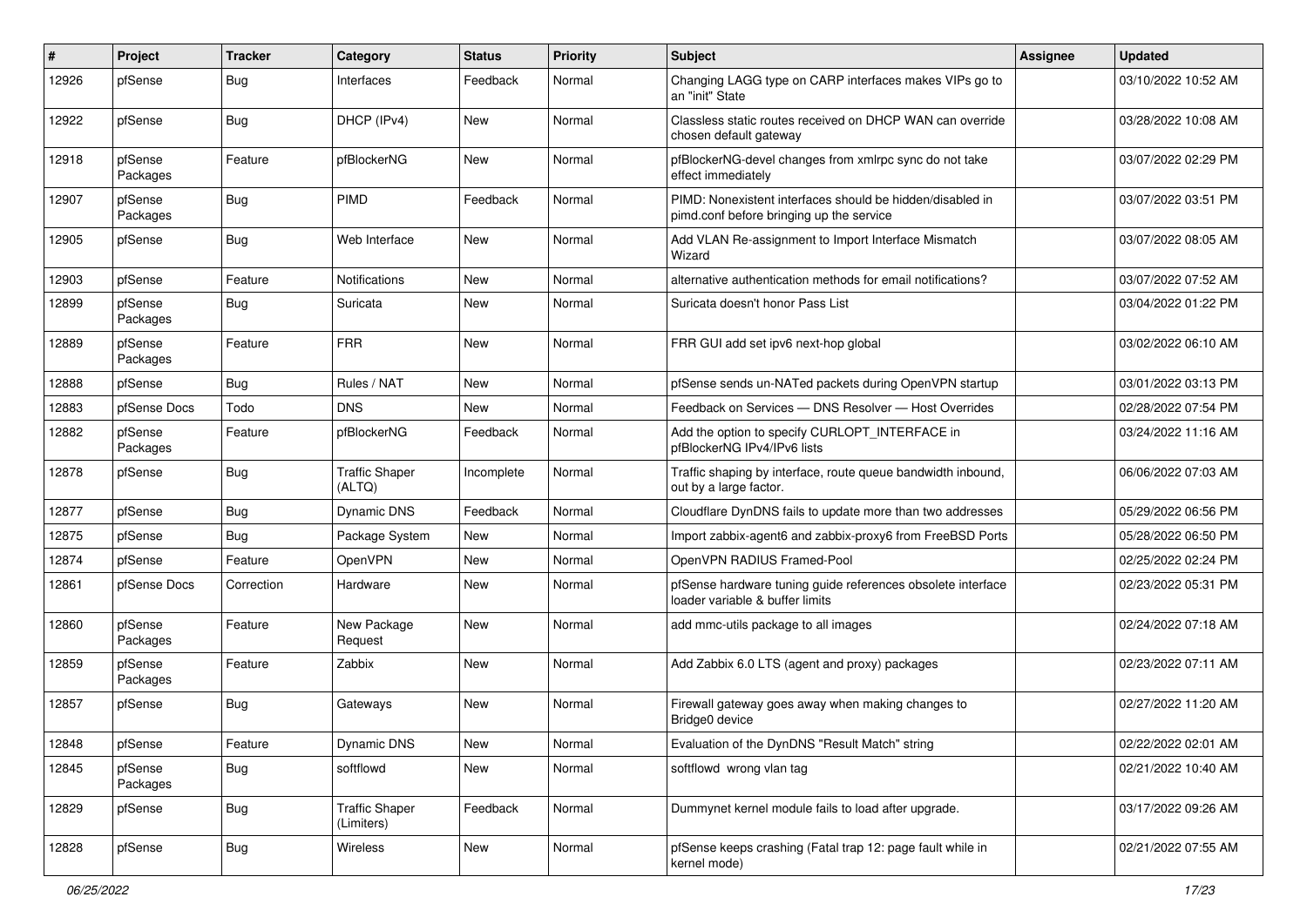| # | Project | Tracker | Category | Status | Priority | Subject | Assignee | Updated |
|---|---|---|---|---|---|---|---|---|
| 12926 | pfSense | Bug | Interfaces | Feedback | Normal | Changing LAGG type on CARP interfaces makes VIPs go to an "init" State | | 03/10/2022 10:52 AM |
| 12922 | pfSense | Bug | DHCP (IPv4) | New | Normal | Classless static routes received on DHCP WAN can override chosen default gateway | | 03/28/2022 10:08 AM |
| 12918 | pfSense Packages | Feature | pfBlockerNG | New | Normal | pfBlockerNG-devel changes from xmlrpc sync do not take effect immediately | | 03/07/2022 02:29 PM |
| 12907 | pfSense Packages | Bug | PIMD | Feedback | Normal | PIMD: Nonexistent interfaces should be hidden/disabled in pimd.conf before bringing up the service | | 03/07/2022 03:51 PM |
| 12905 | pfSense | Bug | Web Interface | New | Normal | Add VLAN Re-assignment to Import Interface Mismatch Wizard | | 03/07/2022 08:05 AM |
| 12903 | pfSense | Feature | Notifications | New | Normal | alternative authentication methods for email notifications? | | 03/07/2022 07:52 AM |
| 12899 | pfSense Packages | Bug | Suricata | New | Normal | Suricata doesn't honor Pass List | | 03/04/2022 01:22 PM |
| 12889 | pfSense Packages | Feature | FRR | New | Normal | FRR GUI add set ipv6 next-hop global | | 03/02/2022 06:10 AM |
| 12888 | pfSense | Bug | Rules / NAT | New | Normal | pfSense sends un-NATed packets during OpenVPN startup | | 03/01/2022 03:13 PM |
| 12883 | pfSense Docs | Todo | DNS | New | Normal | Feedback on Services — DNS Resolver — Host Overrides | | 02/28/2022 07:54 PM |
| 12882 | pfSense Packages | Feature | pfBlockerNG | Feedback | Normal | Add the option to specify CURLOPT_INTERFACE in pfBlockerNG IPv4/IPv6 lists | | 03/24/2022 11:16 AM |
| 12878 | pfSense | Bug | Traffic Shaper (ALTQ) | Incomplete | Normal | Traffic shaping by interface, route queue bandwidth inbound, out by a large factor. | | 06/06/2022 07:03 AM |
| 12877 | pfSense | Bug | Dynamic DNS | Feedback | Normal | Cloudflare DynDNS fails to update more than two addresses | | 05/29/2022 06:56 PM |
| 12875 | pfSense | Bug | Package System | New | Normal | Import zabbix-agent6 and zabbix-proxy6 from FreeBSD Ports | | 05/28/2022 06:50 PM |
| 12874 | pfSense | Feature | OpenVPN | New | Normal | OpenVPN RADIUS Framed-Pool | | 02/25/2022 02:24 PM |
| 12861 | pfSense Docs | Correction | Hardware | New | Normal | pfSense hardware tuning guide references obsolete interface loader variable & buffer limits | | 02/23/2022 05:31 PM |
| 12860 | pfSense Packages | Feature | New Package Request | New | Normal | add mmc-utils package to all images | | 02/24/2022 07:18 AM |
| 12859 | pfSense Packages | Feature | Zabbix | New | Normal | Add Zabbix 6.0 LTS (agent and proxy) packages | | 02/23/2022 07:11 AM |
| 12857 | pfSense | Bug | Gateways | New | Normal | Firewall gateway goes away when making changes to Bridge0 device | | 02/27/2022 11:20 AM |
| 12848 | pfSense | Feature | Dynamic DNS | New | Normal | Evaluation of the DynDNS "Result Match" string | | 02/22/2022 02:01 AM |
| 12845 | pfSense Packages | Bug | softflowd | New | Normal | softflowd wrong vlan tag | | 02/21/2022 10:40 AM |
| 12829 | pfSense | Bug | Traffic Shaper (Limiters) | Feedback | Normal | Dummynet kernel module fails to load after upgrade. | | 03/17/2022 09:26 AM |
| 12828 | pfSense | Bug | Wireless | New | Normal | pfSense keeps crashing (Fatal trap 12: page fault while in kernel mode) | | 02/21/2022 07:55 AM |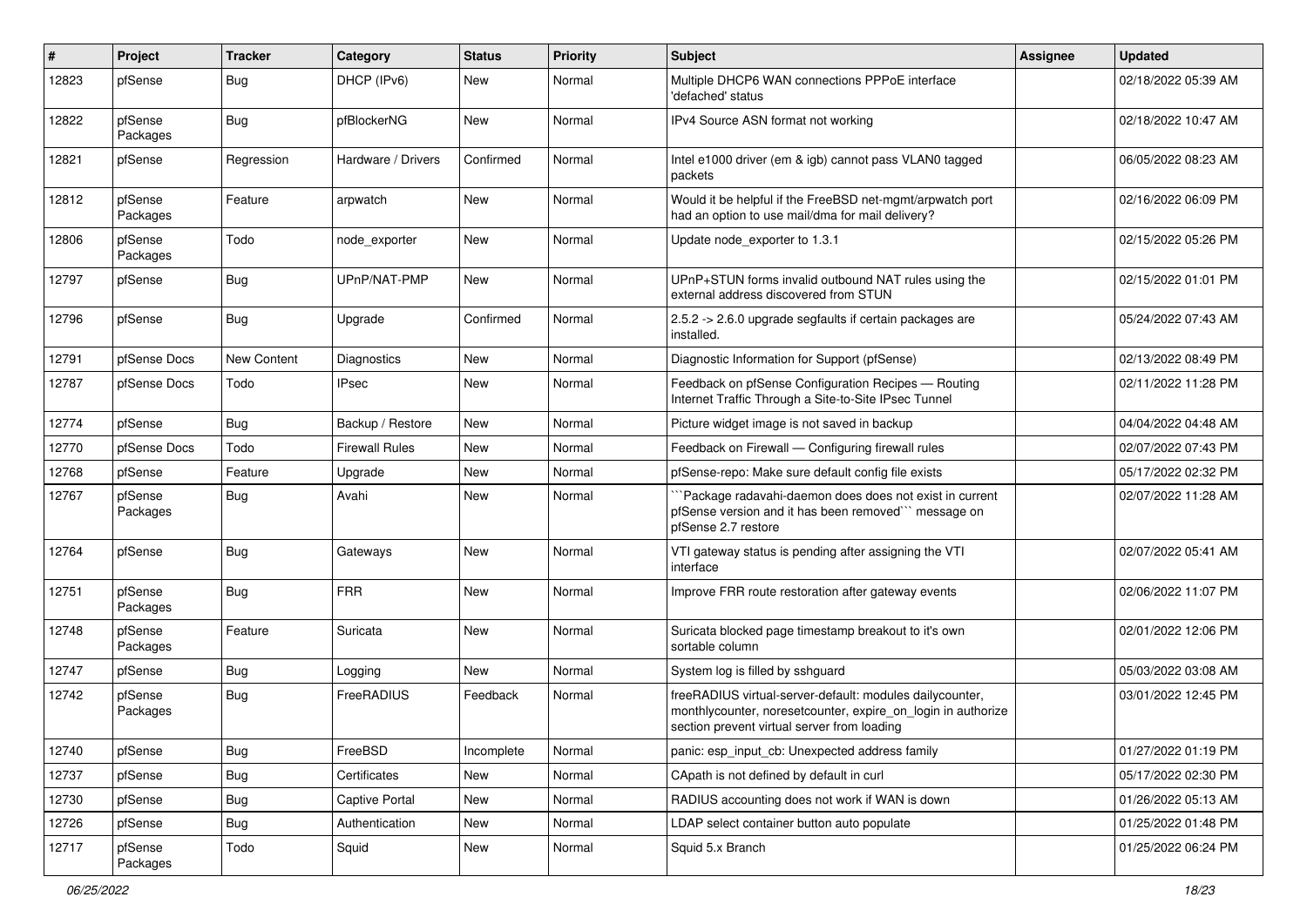| # | Project | Tracker | Category | Status | Priority | Subject | Assignee | Updated |
|---|---|---|---|---|---|---|---|---|
| 12823 | pfSense | Bug | DHCP (IPv6) | New | Normal | Multiple DHCP6 WAN connections PPPoE interface 'defached' status | | 02/18/2022 05:39 AM |
| 12822 | pfSense Packages | Bug | pfBlockerNG | New | Normal | IPv4 Source ASN format not working | | 02/18/2022 10:47 AM |
| 12821 | pfSense | Regression | Hardware / Drivers | Confirmed | Normal | Intel e1000 driver (em & igb) cannot pass VLAN0 tagged packets | | 06/05/2022 08:23 AM |
| 12812 | pfSense Packages | Feature | arpwatch | New | Normal | Would it be helpful if the FreeBSD net-mgmt/arpwatch port had an option to use mail/dma for mail delivery? | | 02/16/2022 06:09 PM |
| 12806 | pfSense Packages | Todo | node_exporter | New | Normal | Update node_exporter to 1.3.1 | | 02/15/2022 05:26 PM |
| 12797 | pfSense | Bug | UPnP/NAT-PMP | New | Normal | UPnP+STUN forms invalid outbound NAT rules using the external address discovered from STUN | | 02/15/2022 01:01 PM |
| 12796 | pfSense | Bug | Upgrade | Confirmed | Normal | 2.5.2 -> 2.6.0 upgrade segfaults if certain packages are installed. | | 05/24/2022 07:43 AM |
| 12791 | pfSense Docs | New Content | Diagnostics | New | Normal | Diagnostic Information for Support (pfSense) | | 02/13/2022 08:49 PM |
| 12787 | pfSense Docs | Todo | IPsec | New | Normal | Feedback on pfSense Configuration Recipes — Routing Internet Traffic Through a Site-to-Site IPsec Tunnel | | 02/11/2022 11:28 PM |
| 12774 | pfSense | Bug | Backup / Restore | New | Normal | Picture widget image is not saved in backup | | 04/04/2022 04:48 AM |
| 12770 | pfSense Docs | Todo | Firewall Rules | New | Normal | Feedback on Firewall — Configuring firewall rules | | 02/07/2022 07:43 PM |
| 12768 | pfSense | Feature | Upgrade | New | Normal | pfSense-repo: Make sure default config file exists | | 05/17/2022 02:32 PM |
| 12767 | pfSense Packages | Bug | Avahi | New | Normal | ```Package radavahi-daemon does does not exist in current pfSense version and it has been removed``` message on pfSense 2.7 restore | | 02/07/2022 11:28 AM |
| 12764 | pfSense | Bug | Gateways | New | Normal | VTI gateway status is pending after assigning the VTI interface | | 02/07/2022 05:41 AM |
| 12751 | pfSense Packages | Bug | FRR | New | Normal | Improve FRR route restoration after gateway events | | 02/06/2022 11:07 PM |
| 12748 | pfSense Packages | Feature | Suricata | New | Normal | Suricata blocked page timestamp breakout to it's own sortable column | | 02/01/2022 12:06 PM |
| 12747 | pfSense | Bug | Logging | New | Normal | System log is filled by sshguard | | 05/03/2022 03:08 AM |
| 12742 | pfSense Packages | Bug | FreeRADIUS | Feedback | Normal | freeRADIUS virtual-server-default: modules dailycounter, monthlycounter, noresetcounter, expire_on_login in authorize section prevent virtual server from loading | | 03/01/2022 12:45 PM |
| 12740 | pfSense | Bug | FreeBSD | Incomplete | Normal | panic: esp_input_cb: Unexpected address family | | 01/27/2022 01:19 PM |
| 12737 | pfSense | Bug | Certificates | New | Normal | CApath is not defined by default in curl | | 05/17/2022 02:30 PM |
| 12730 | pfSense | Bug | Captive Portal | New | Normal | RADIUS accounting does not work if WAN is down | | 01/26/2022 05:13 AM |
| 12726 | pfSense | Bug | Authentication | New | Normal | LDAP select container button auto populate | | 01/25/2022 01:48 PM |
| 12717 | pfSense Packages | Todo | Squid | New | Normal | Squid 5.x Branch | | 01/25/2022 06:24 PM |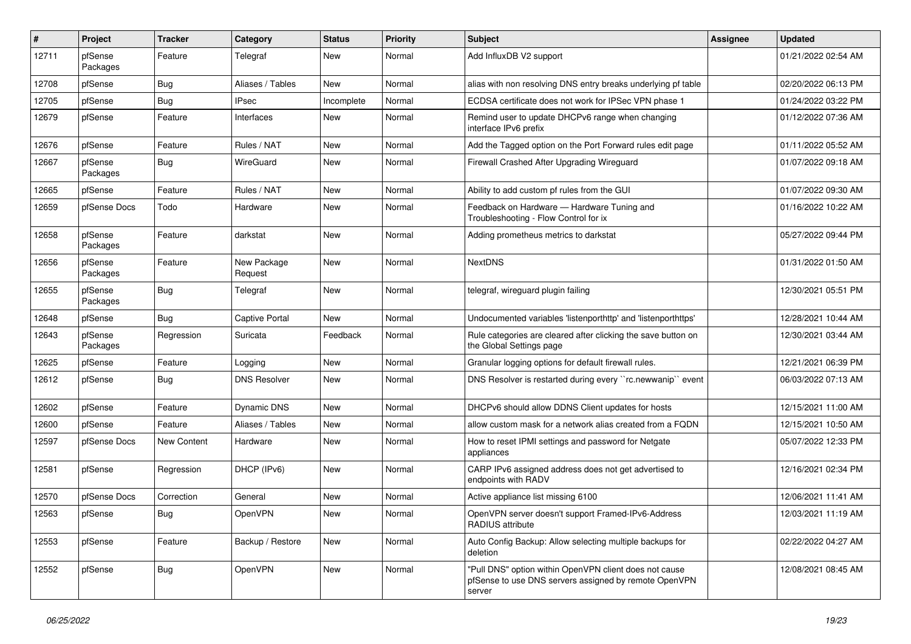| # | Project | Tracker | Category | Status | Priority | Subject | Assignee | Updated |
|---|---|---|---|---|---|---|---|---|
| 12711 | pfSense Packages | Feature | Telegraf | New | Normal | Add InfluxDB V2 support | | 01/21/2022 02:54 AM |
| 12708 | pfSense | Bug | Aliases / Tables | New | Normal | alias with non resolving DNS entry breaks underlying pf table | | 02/20/2022 06:13 PM |
| 12705 | pfSense | Bug | IPsec | Incomplete | Normal | ECDSA certificate does not work for IPSec VPN phase 1 | | 01/24/2022 03:22 PM |
| 12679 | pfSense | Feature | Interfaces | New | Normal | Remind user to update DHCPv6 range when changing interface IPv6 prefix | | 01/12/2022 07:36 AM |
| 12676 | pfSense | Feature | Rules / NAT | New | Normal | Add the Tagged option on the Port Forward rules edit page | | 01/11/2022 05:52 AM |
| 12667 | pfSense Packages | Bug | WireGuard | New | Normal | Firewall Crashed After Upgrading Wireguard | | 01/07/2022 09:18 AM |
| 12665 | pfSense | Feature | Rules / NAT | New | Normal | Ability to add custom pf rules from the GUI | | 01/07/2022 09:30 AM |
| 12659 | pfSense Docs | Todo | Hardware | New | Normal | Feedback on Hardware — Hardware Tuning and Troubleshooting - Flow Control for ix | | 01/16/2022 10:22 AM |
| 12658 | pfSense Packages | Feature | darkstat | New | Normal | Adding prometheus metrics to darkstat | | 05/27/2022 09:44 PM |
| 12656 | pfSense Packages | Feature | New Package Request | New | Normal | NextDNS | | 01/31/2022 01:50 AM |
| 12655 | pfSense Packages | Bug | Telegraf | New | Normal | telegraf, wireguard plugin failing | | 12/30/2021 05:51 PM |
| 12648 | pfSense | Bug | Captive Portal | New | Normal | Undocumented variables 'listenporthttp' and 'listenporthttps' | | 12/28/2021 10:44 AM |
| 12643 | pfSense Packages | Regression | Suricata | Feedback | Normal | Rule categories are cleared after clicking the save button on the Global Settings page | | 12/30/2021 03:44 AM |
| 12625 | pfSense | Feature | Logging | New | Normal | Granular logging options for default firewall rules. | | 12/21/2021 06:39 PM |
| 12612 | pfSense | Bug | DNS Resolver | New | Normal | DNS Resolver is restarted during every ``rc.newwanip`` event | | 06/03/2022 07:13 AM |
| 12602 | pfSense | Feature | Dynamic DNS | New | Normal | DHCPv6 should allow DDNS Client updates for hosts | | 12/15/2021 11:00 AM |
| 12600 | pfSense | Feature | Aliases / Tables | New | Normal | allow custom mask for a network alias created from a FQDN | | 12/15/2021 10:50 AM |
| 12597 | pfSense Docs | New Content | Hardware | New | Normal | How to reset IPMI settings and password for Netgate appliances | | 05/07/2022 12:33 PM |
| 12581 | pfSense | Regression | DHCP (IPv6) | New | Normal | CARP IPv6 assigned address does not get advertised to endpoints with RADV | | 12/16/2021 02:34 PM |
| 12570 | pfSense Docs | Correction | General | New | Normal | Active appliance list missing 6100 | | 12/06/2021 11:41 AM |
| 12563 | pfSense | Bug | OpenVPN | New | Normal | OpenVPN server doesn't support Framed-IPv6-Address RADIUS attribute | | 12/03/2021 11:19 AM |
| 12553 | pfSense | Feature | Backup / Restore | New | Normal | Auto Config Backup: Allow selecting multiple backups for deletion | | 02/22/2022 04:27 AM |
| 12552 | pfSense | Bug | OpenVPN | New | Normal | "Pull DNS" option within OpenVPN client does not cause pfSense to use DNS servers assigned by remote OpenVPN server | | 12/08/2021 08:45 AM |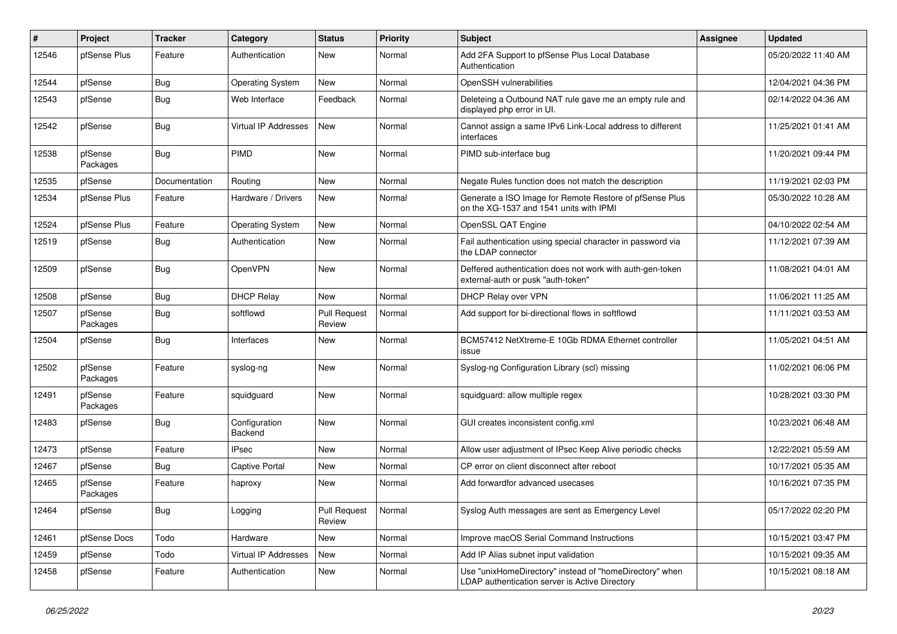| # | Project | Tracker | Category | Status | Priority | Subject | Assignee | Updated |
|---|---|---|---|---|---|---|---|---|
| 12546 | pfSense Plus | Feature | Authentication | New | Normal | Add 2FA Support to pfSense Plus Local Database Authentication | | 05/20/2022 11:40 AM |
| 12544 | pfSense | Bug | Operating System | New | Normal | OpenSSH vulnerabilities | | 12/04/2021 04:36 PM |
| 12543 | pfSense | Bug | Web Interface | Feedback | Normal | Deleteing a Outbound NAT rule gave me an empty rule and displayed php error in UI. | | 02/14/2022 04:36 AM |
| 12542 | pfSense | Bug | Virtual IP Addresses | New | Normal | Cannot assign a same IPv6 Link-Local address to different interfaces | | 11/25/2021 01:41 AM |
| 12538 | pfSense Packages | Bug | PIMD | New | Normal | PIMD sub-interface bug | | 11/20/2021 09:44 PM |
| 12535 | pfSense | Documentation | Routing | New | Normal | Negate Rules function does not match the description | | 11/19/2021 02:03 PM |
| 12534 | pfSense Plus | Feature | Hardware / Drivers | New | Normal | Generate a ISO Image for Remote Restore of pfSense Plus on the XG-1537 and 1541 units with IPMI | | 05/30/2022 10:28 AM |
| 12524 | pfSense Plus | Feature | Operating System | New | Normal | OpenSSL QAT Engine | | 04/10/2022 02:54 AM |
| 12519 | pfSense | Bug | Authentication | New | Normal | Fail authentication using special character in password via the LDAP connector | | 11/12/2021 07:39 AM |
| 12509 | pfSense | Bug | OpenVPN | New | Normal | Deffered authentication does not work with auth-gen-token external-auth or pusk "auth-token" | | 11/08/2021 04:01 AM |
| 12508 | pfSense | Bug | DHCP Relay | New | Normal | DHCP Relay over VPN | | 11/06/2021 11:25 AM |
| 12507 | pfSense Packages | Bug | softflowd | Pull Request Review | Normal | Add support for bi-directional flows in softflowd | | 11/11/2021 03:53 AM |
| 12504 | pfSense | Bug | Interfaces | New | Normal | BCM57412 NetXtreme-E 10Gb RDMA Ethernet controller issue | | 11/05/2021 04:51 AM |
| 12502 | pfSense Packages | Feature | syslog-ng | New | Normal | Syslog-ng Configuration Library (scl) missing | | 11/02/2021 06:06 PM |
| 12491 | pfSense Packages | Feature | squidguard | New | Normal | squidguard: allow multiple regex | | 10/28/2021 03:30 PM |
| 12483 | pfSense | Bug | Configuration Backend | New | Normal | GUI creates inconsistent config.xml | | 10/23/2021 06:48 AM |
| 12473 | pfSense | Feature | IPsec | New | Normal | Allow user adjustment of IPsec Keep Alive periodic checks | | 12/22/2021 05:59 AM |
| 12467 | pfSense | Bug | Captive Portal | New | Normal | CP error on client disconnect after reboot | | 10/17/2021 05:35 AM |
| 12465 | pfSense Packages | Feature | haproxy | New | Normal | Add forwardfor advanced usecases | | 10/16/2021 07:35 PM |
| 12464 | pfSense | Bug | Logging | Pull Request Review | Normal | Syslog Auth messages are sent as Emergency Level | | 05/17/2022 02:20 PM |
| 12461 | pfSense Docs | Todo | Hardware | New | Normal | Improve macOS Serial Command Instructions | | 10/15/2021 03:47 PM |
| 12459 | pfSense | Todo | Virtual IP Addresses | New | Normal | Add IP Alias subnet input validation | | 10/15/2021 09:35 AM |
| 12458 | pfSense | Feature | Authentication | New | Normal | Use "unixHomeDirectory" instead of "homeDirectory" when LDAP authentication server is Active Directory | | 10/15/2021 08:18 AM |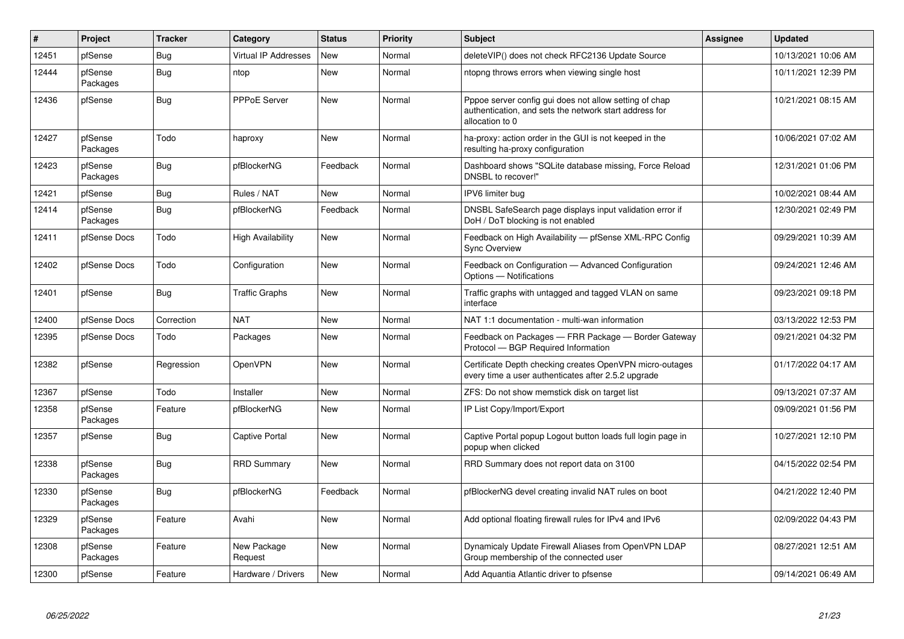| # | Project | Tracker | Category | Status | Priority | Subject | Assignee | Updated |
|---|---|---|---|---|---|---|---|---|
| 12451 | pfSense | Bug | Virtual IP Addresses | New | Normal | deleteVIP() does not check RFC2136 Update Source | | 10/13/2021 10:06 AM |
| 12444 | pfSense Packages | Bug | ntop | New | Normal | ntopng throws errors when viewing single host | | 10/11/2021 12:39 PM |
| 12436 | pfSense | Bug | PPPoE Server | New | Normal | Pppoe server config gui does not allow setting of chap authentication, and sets the network start address for allocation to 0 | | 10/21/2021 08:15 AM |
| 12427 | pfSense Packages | Todo | haproxy | New | Normal | ha-proxy: action order in the GUI is not keeped in the resulting ha-proxy configuration | | 10/06/2021 07:02 AM |
| 12423 | pfSense Packages | Bug | pfBlockerNG | Feedback | Normal | Dashboard shows "SQLite database missing, Force Reload DNSBL to recover!" | | 12/31/2021 01:06 PM |
| 12421 | pfSense | Bug | Rules / NAT | New | Normal | IPV6 limiter bug | | 10/02/2021 08:44 AM |
| 12414 | pfSense Packages | Bug | pfBlockerNG | Feedback | Normal | DNSBL SafeSearch page displays input validation error if DoH / DoT blocking is not enabled | | 12/30/2021 02:49 PM |
| 12411 | pfSense Docs | Todo | High Availability | New | Normal | Feedback on High Availability — pfSense XML-RPC Config Sync Overview | | 09/29/2021 10:39 AM |
| 12402 | pfSense Docs | Todo | Configuration | New | Normal | Feedback on Configuration — Advanced Configuration Options — Notifications | | 09/24/2021 12:46 AM |
| 12401 | pfSense | Bug | Traffic Graphs | New | Normal | Traffic graphs with untagged and tagged VLAN on same interface | | 09/23/2021 09:18 PM |
| 12400 | pfSense Docs | Correction | NAT | New | Normal | NAT 1:1 documentation - multi-wan information | | 03/13/2022 12:53 PM |
| 12395 | pfSense Docs | Todo | Packages | New | Normal | Feedback on Packages — FRR Package — Border Gateway Protocol — BGP Required Information | | 09/21/2021 04:32 PM |
| 12382 | pfSense | Regression | OpenVPN | New | Normal | Certificate Depth checking creates OpenVPN micro-outages every time a user authenticates after 2.5.2 upgrade | | 01/17/2022 04:17 AM |
| 12367 | pfSense | Todo | Installer | New | Normal | ZFS: Do not show memstick disk on target list | | 09/13/2021 07:37 AM |
| 12358 | pfSense Packages | Feature | pfBlockerNG | New | Normal | IP List Copy/Import/Export | | 09/09/2021 01:56 PM |
| 12357 | pfSense | Bug | Captive Portal | New | Normal | Captive Portal popup Logout button loads full login page in popup when clicked | | 10/27/2021 12:10 PM |
| 12338 | pfSense Packages | Bug | RRD Summary | New | Normal | RRD Summary does not report data on 3100 | | 04/15/2022 02:54 PM |
| 12330 | pfSense Packages | Bug | pfBlockerNG | Feedback | Normal | pfBlockerNG devel creating invalid NAT rules on boot | | 04/21/2022 12:40 PM |
| 12329 | pfSense Packages | Feature | Avahi | New | Normal | Add optional floating firewall rules for IPv4 and IPv6 | | 02/09/2022 04:43 PM |
| 12308 | pfSense Packages | Feature | New Package Request | New | Normal | Dynamicaly Update Firewall Aliases from OpenVPN LDAP Group membership of the connected user | | 08/27/2021 12:51 AM |
| 12300 | pfSense | Feature | Hardware / Drivers | New | Normal | Add Aquantia Atlantic driver to pfsense | | 09/14/2021 06:49 AM |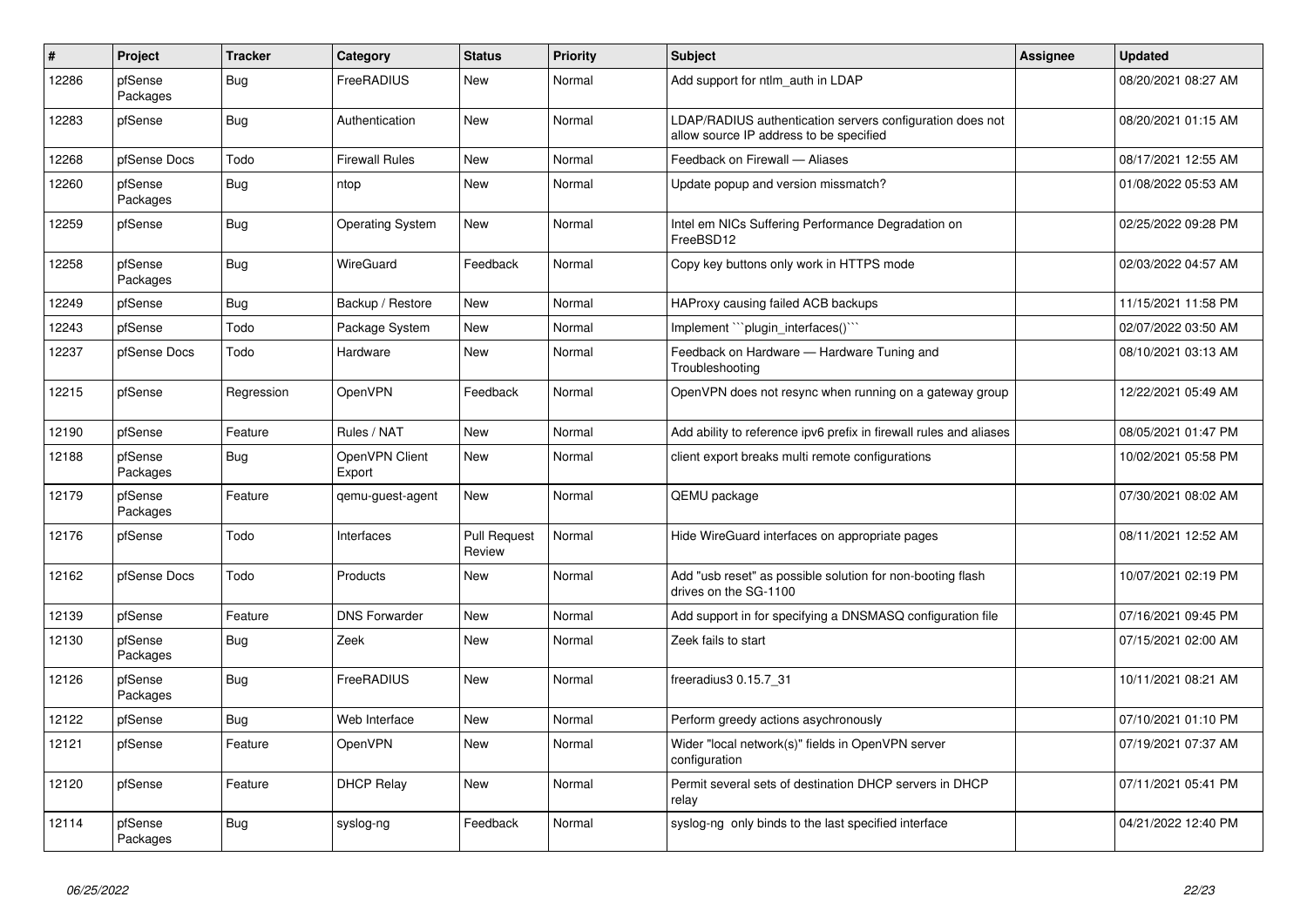| # | Project | Tracker | Category | Status | Priority | Subject | Assignee | Updated |
|---|---|---|---|---|---|---|---|---|
| 12286 | pfSense Packages | Bug | FreeRADIUS | New | Normal | Add support for ntlm_auth in LDAP | | 08/20/2021 08:27 AM |
| 12283 | pfSense | Bug | Authentication | New | Normal | LDAP/RADIUS authentication servers configuration does not allow source IP address to be specified | | 08/20/2021 01:15 AM |
| 12268 | pfSense Docs | Todo | Firewall Rules | New | Normal | Feedback on Firewall — Aliases | | 08/17/2021 12:55 AM |
| 12260 | pfSense Packages | Bug | ntop | New | Normal | Update popup and version missmatch? | | 01/08/2022 05:53 AM |
| 12259 | pfSense | Bug | Operating System | New | Normal | Intel em NICs Suffering Performance Degradation on FreeBSD12 | | 02/25/2022 09:28 PM |
| 12258 | pfSense Packages | Bug | WireGuard | Feedback | Normal | Copy key buttons only work in HTTPS mode | | 02/03/2022 04:57 AM |
| 12249 | pfSense | Bug | Backup / Restore | New | Normal | HAProxy causing failed ACB backups | | 11/15/2021 11:58 PM |
| 12243 | pfSense | Todo | Package System | New | Normal | Implement ```plugin_interfaces()``` | | 02/07/2022 03:50 AM |
| 12237 | pfSense Docs | Todo | Hardware | New | Normal | Feedback on Hardware — Hardware Tuning and Troubleshooting | | 08/10/2021 03:13 AM |
| 12215 | pfSense | Regression | OpenVPN | Feedback | Normal | OpenVPN does not resync when running on a gateway group | | 12/22/2021 05:49 AM |
| 12190 | pfSense | Feature | Rules / NAT | New | Normal | Add ability to reference ipv6 prefix in firewall rules and aliases | | 08/05/2021 01:47 PM |
| 12188 | pfSense Packages | Bug | OpenVPN Client Export | New | Normal | client export breaks multi remote configurations | | 10/02/2021 05:58 PM |
| 12179 | pfSense Packages | Feature | qemu-guest-agent | New | Normal | QEMU package | | 07/30/2021 08:02 AM |
| 12176 | pfSense | Todo | Interfaces | Pull Request Review | Normal | Hide WireGuard interfaces on appropriate pages | | 08/11/2021 12:52 AM |
| 12162 | pfSense Docs | Todo | Products | New | Normal | Add "usb reset" as possible solution for non-booting flash drives on the SG-1100 | | 10/07/2021 02:19 PM |
| 12139 | pfSense | Feature | DNS Forwarder | New | Normal | Add support in for specifying a DNSMASQ configuration file | | 07/16/2021 09:45 PM |
| 12130 | pfSense Packages | Bug | Zeek | New | Normal | Zeek fails to start | | 07/15/2021 02:00 AM |
| 12126 | pfSense Packages | Bug | FreeRADIUS | New | Normal | freeradius3 0.15.7_31 | | 10/11/2021 08:21 AM |
| 12122 | pfSense | Bug | Web Interface | New | Normal | Perform greedy actions asychronously | | 07/10/2021 01:10 PM |
| 12121 | pfSense | Feature | OpenVPN | New | Normal | Wider "local network(s)" fields in OpenVPN server configuration | | 07/19/2021 07:37 AM |
| 12120 | pfSense | Feature | DHCP Relay | New | Normal | Permit several sets of destination DHCP servers in DHCP relay | | 07/11/2021 05:41 PM |
| 12114 | pfSense Packages | Bug | syslog-ng | Feedback | Normal | syslog-ng only binds to the last specified interface | | 04/21/2022 12:40 PM |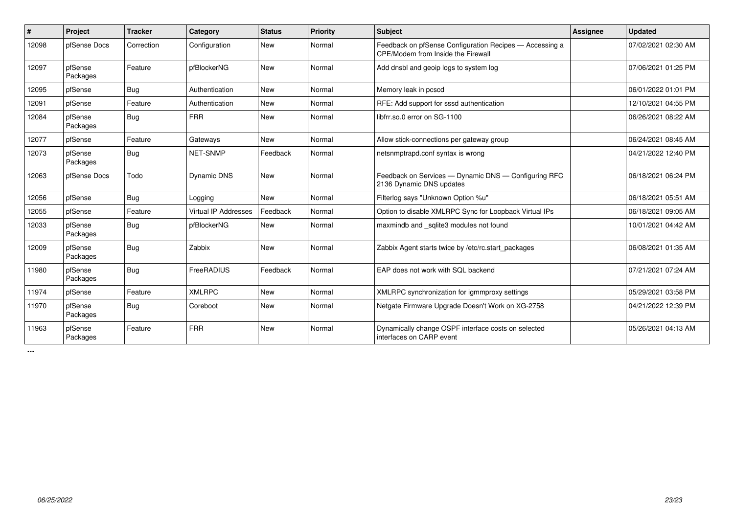| # | Project | Tracker | Category | Status | Priority | Subject | Assignee | Updated |
|---|---|---|---|---|---|---|---|---|
| 12098 | pfSense Docs | Correction | Configuration | New | Normal | Feedback on pfSense Configuration Recipes — Accessing a CPE/Modem from Inside the Firewall | | 07/02/2021 02:30 AM |
| 12097 | pfSense Packages | Feature | pfBlockerNG | New | Normal | Add dnsbl and geoip logs to system log | | 07/06/2021 01:25 PM |
| 12095 | pfSense | Bug | Authentication | New | Normal | Memory leak in pcscd | | 06/01/2022 01:01 PM |
| 12091 | pfSense | Feature | Authentication | New | Normal | RFE: Add support for sssd authentication | | 12/10/2021 04:55 PM |
| 12084 | pfSense Packages | Bug | FRR | New | Normal | libfrr.so.0 error on SG-1100 | | 06/26/2021 08:22 AM |
| 12077 | pfSense | Feature | Gateways | New | Normal | Allow stick-connections per gateway group | | 06/24/2021 08:45 AM |
| 12073 | pfSense Packages | Bug | NET-SNMP | Feedback | Normal | netsnmptrapd.conf syntax is wrong | | 04/21/2022 12:40 PM |
| 12063 | pfSense Docs | Todo | Dynamic DNS | New | Normal | Feedback on Services — Dynamic DNS — Configuring RFC 2136 Dynamic DNS updates | | 06/18/2021 06:24 PM |
| 12056 | pfSense | Bug | Logging | New | Normal | Filterlog says "Unknown Option %u" | | 06/18/2021 05:51 AM |
| 12055 | pfSense | Feature | Virtual IP Addresses | Feedback | Normal | Option to disable XMLRPC Sync for Loopback Virtual IPs | | 06/18/2021 09:05 AM |
| 12033 | pfSense Packages | Bug | pfBlockerNG | New | Normal | maxmindb and _sqlite3 modules not found | | 10/01/2021 04:42 AM |
| 12009 | pfSense Packages | Bug | Zabbix | New | Normal | Zabbix Agent starts twice by /etc/rc.start_packages | | 06/08/2021 01:35 AM |
| 11980 | pfSense Packages | Bug | FreeRADIUS | Feedback | Normal | EAP does not work with SQL backend | | 07/21/2021 07:24 AM |
| 11974 | pfSense | Feature | XMLRPC | New | Normal | XMLRPC synchronization for igmmproxy settings | | 05/29/2021 03:58 PM |
| 11970 | pfSense Packages | Bug | Coreboot | New | Normal | Netgate Firmware Upgrade Doesn't Work on XG-2758 | | 04/21/2022 12:39 PM |
| 11963 | pfSense Packages | Feature | FRR | New | Normal | Dynamically change OSPF interface costs on selected interfaces on CARP event | | 05/26/2021 04:13 AM |

...